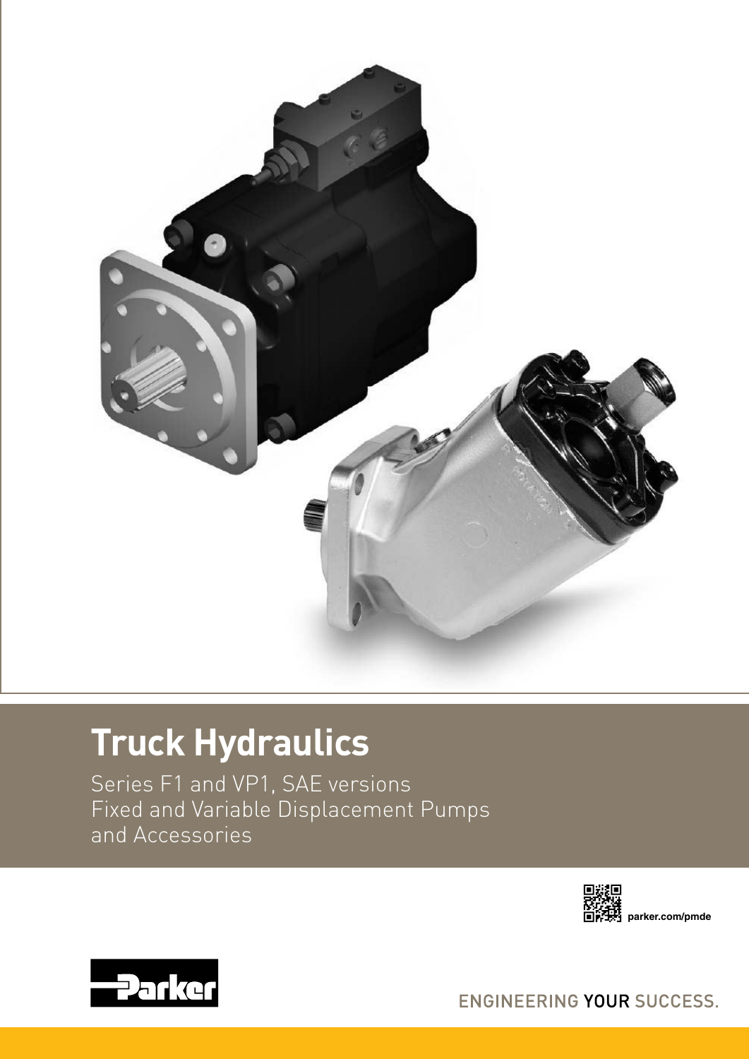# Truck Hydraulics

Series F1 and VP1, SAE versions
Fixed and Variable Displacement Pumps
and Accessories

parker.com/pmde

Parker

ENGINEERING YOUR SUCCESS.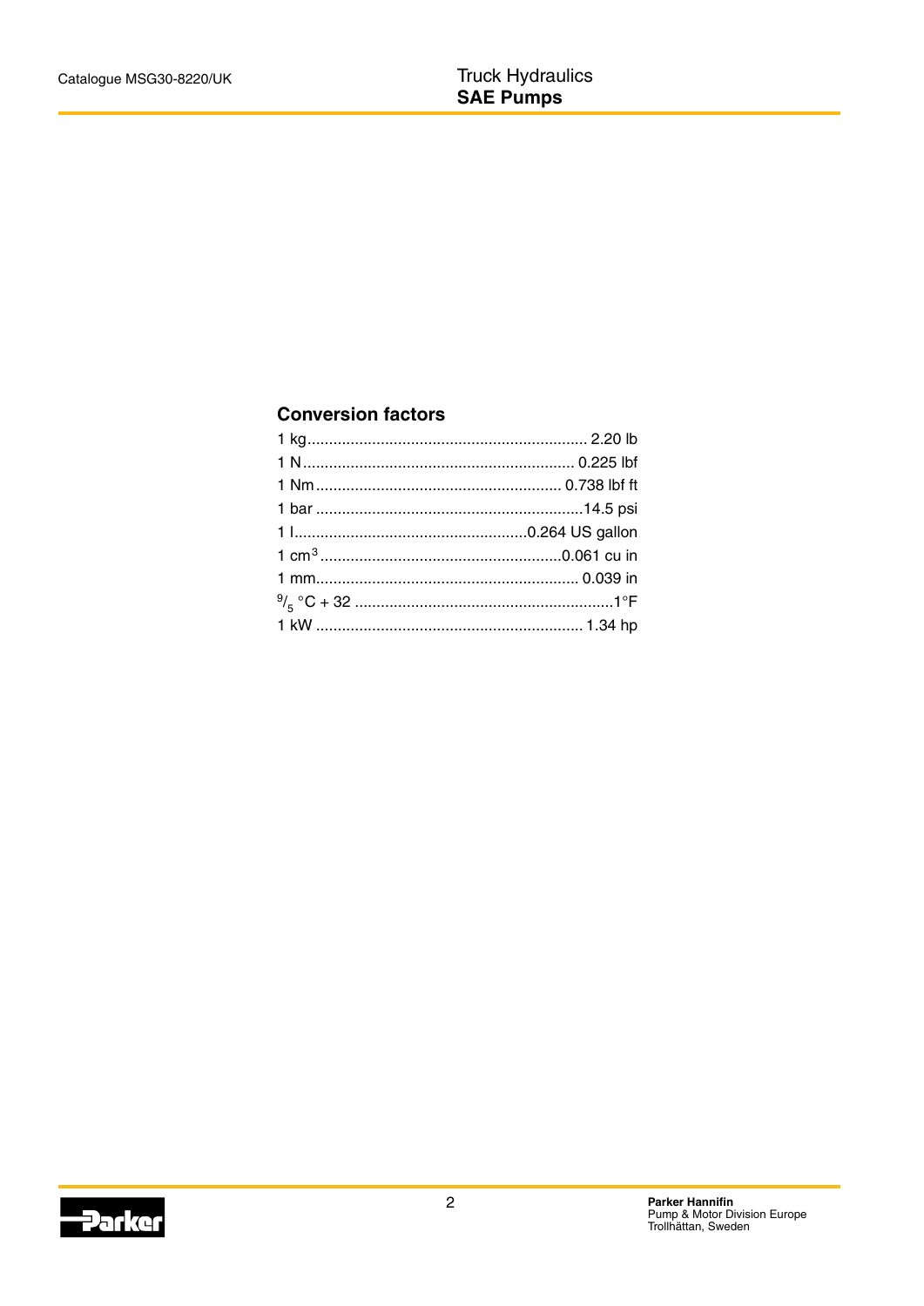## Conversion factors

| | |
|---|---|
| 1 kg | 2.20 lb |
| 1 N | 0.225 lbf |
| 1 Nm | 0.738 lbf ft |
| 1 bar | 14.5 psi |
| 1 l | 0.264 US gallon |
| 1 $cm^3$ | 0.061 cu in |
| 1 mm | 0.039 in |
| $^9/_5$ °C + 32 | 1°F |
| 1 kW | 1.34 hp |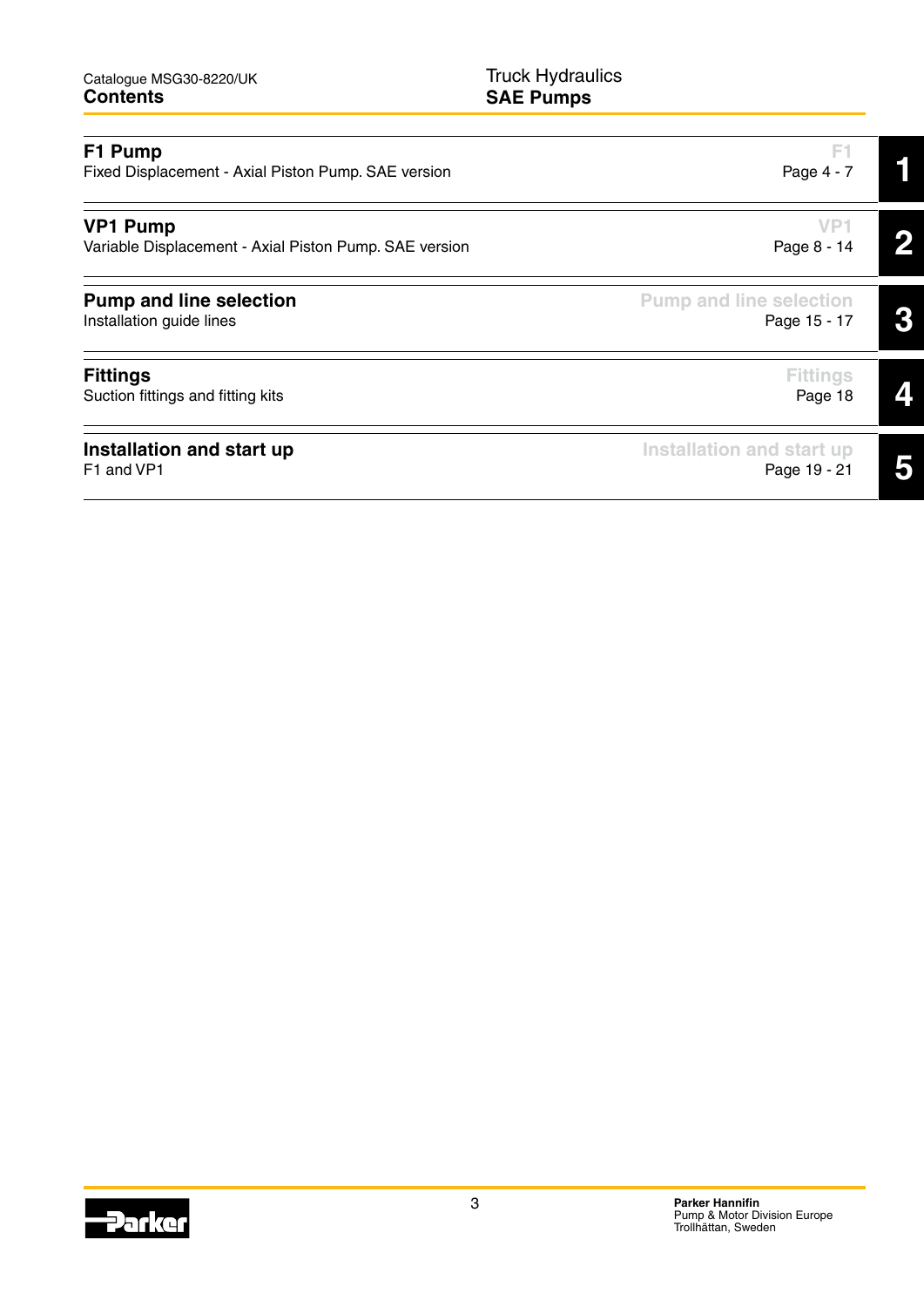# Contents

| Section | Description | Page | Tab |
|---|---|---|---|
| **F1 Pump** | Fixed Displacement - Axial Piston Pump. SAE version | Page 4 - 7 | 1 |
| **VP1 Pump** | Variable Displacement - Axial Piston Pump. SAE version | Page 8 - 14 | 2 |
| **Pump and line selection** | Installation guide lines | Page 15 - 17 | 3 |
| **Fittings** | Suction fittings and fitting kits | Page 18 | 4 |
| **Installation and start up** | F1 and VP1 | Page 19 - 21 | 5 |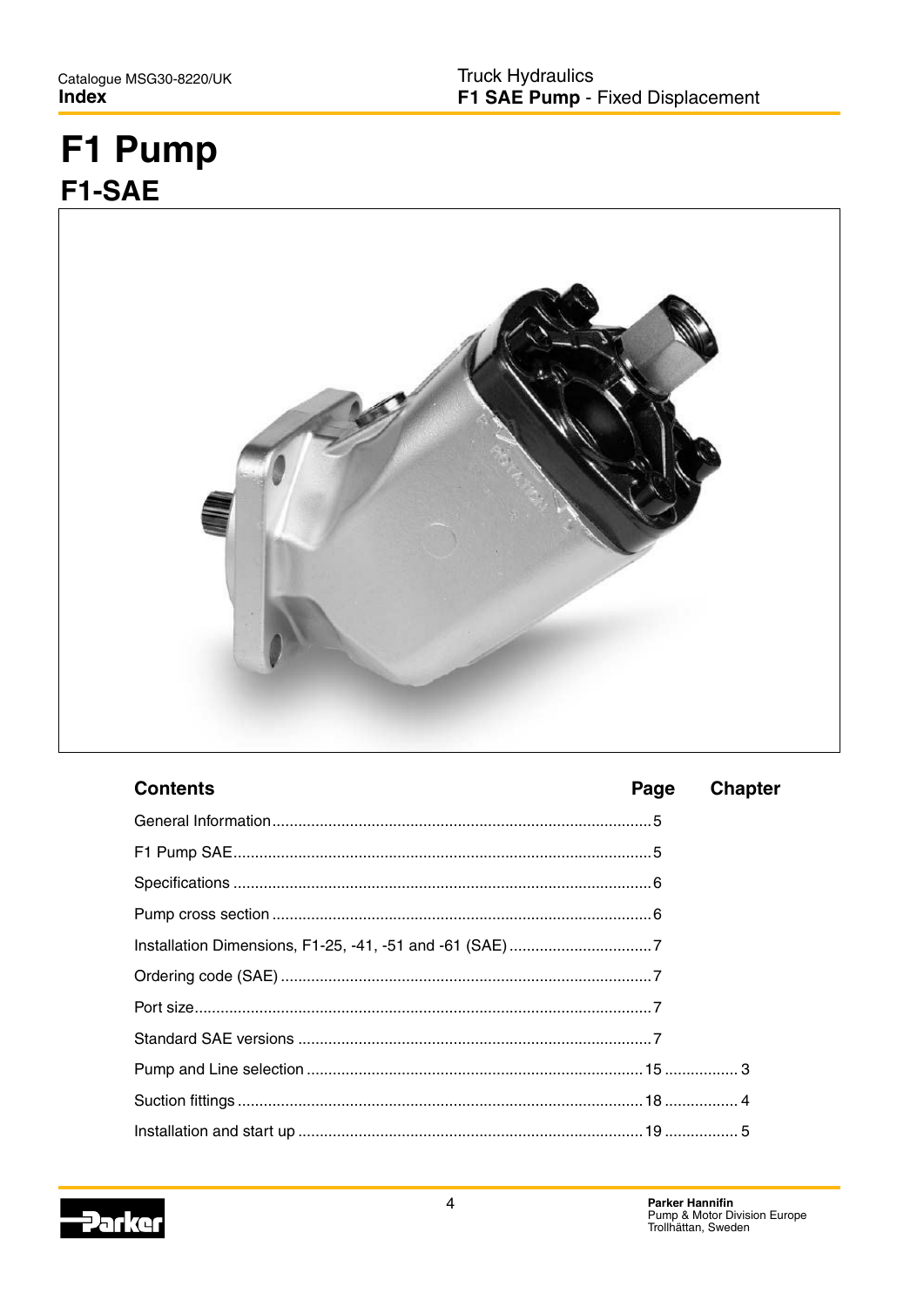# F1 Pump

## F1-SAE

| Contents | Page | Chapter |
|---|---|---|
| General Information | 5 | |
| F1 Pump SAE | 5 | |
| Specifications | 6 | |
| Pump cross section | 6 | |
| Installation Dimensions, F1-25, -41, -51 and -61 (SAE) | 7 | |
| Ordering code (SAE) | 7 | |
| Port size | 7 | |
| Standard SAE versions | 7 | |
| Pump and Line selection | 15 | 3 |
| Suction fittings | 18 | 4 |
| Installation and start up | 19 | 5 |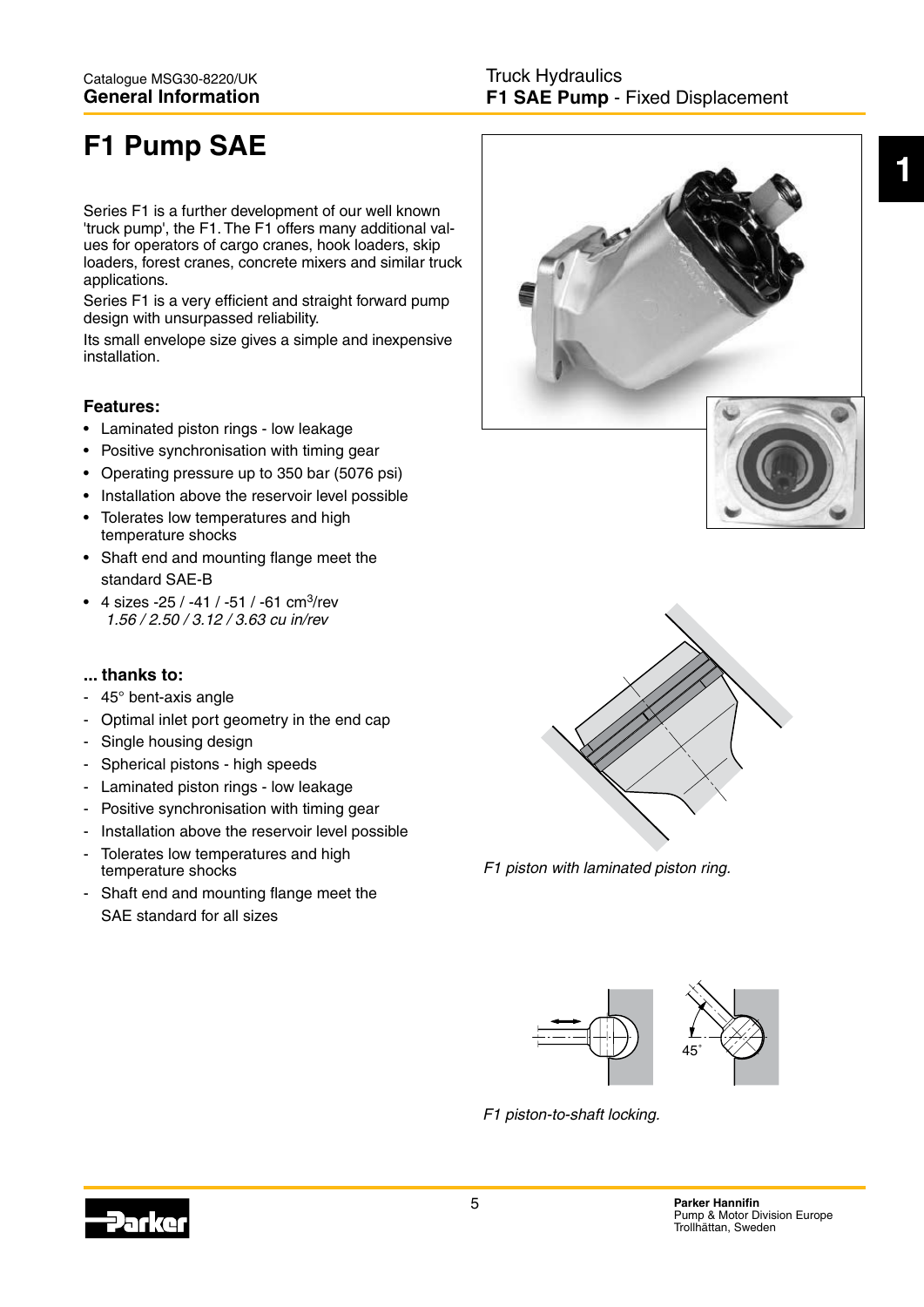# F1 Pump SAE

Series F1 is a further development of our well known 'truck pump', the F1. The F1 offers many additional values for operators of cargo cranes, hook loaders, skip loaders, forest cranes, concrete mixers and similar truck applications.

Series F1 is a very efficient and straight forward pump design with unsurpassed reliability.

Its small envelope size gives a simple and inexpensive installation.

**Features:**

- Laminated piston rings - low leakage
- Positive synchronisation with timing gear
- Operating pressure up to 350 bar (5076 psi)
- Installation above the reservoir level possible
- Tolerates low temperatures and high temperature shocks
- Shaft end and mounting flange meet the standard SAE-B
- 4 sizes -25 / -41 / -51 / -61 cm$^3$/rev
  *1.56 / 2.50 / 3.12 / 3.63 cu in/rev*

**... thanks to:**

- 45° bent-axis angle
- Optimal inlet port geometry in the end cap
- Single housing design
- Spherical pistons - high speeds
- Laminated piston rings - low leakage
- Positive synchronisation with timing gear
- Installation above the reservoir level possible
- Tolerates low temperatures and high temperature shocks
- Shaft end and mounting flange meet the SAE standard for all sizes

*F1 piston with laminated piston ring.*

*F1 piston-to-shaft locking.*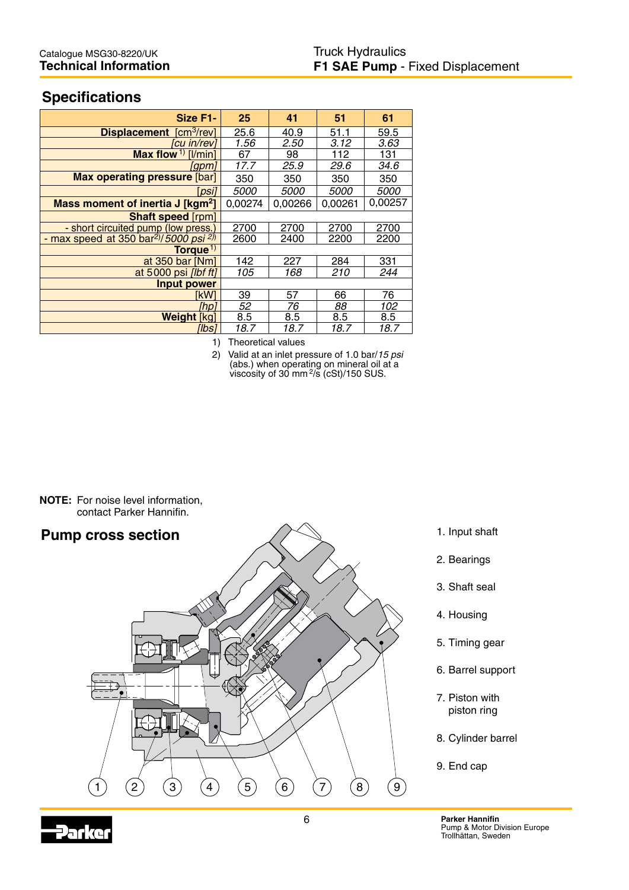## Specifications

| Size F1- | 25 | 41 | 51 | 61 |
|---|---|---|---|---|
| **Displacement** [cm$^3$/rev] | 25.6 | 40.9 | 51.1 | 59.5 |
| *[cu in/rev]* | *1.56* | *2.50* | *3.12* | *3.63* |
| **Max flow** [1)] [l/min] | 67 | 98 | 112 | 131 |
| *[gpm]* | *17.7* | *25.9* | *29.6* | *34.6* |
| **Max operating pressure** [bar] | 350 | 350 | 350 | 350 |
| *[psi]* | *5000* | *5000* | *5000* | *5000* |
| **Mass moment of inertia J [kgm$^2$]** | 0,00274 | 0,00266 | 0,00261 | 0,00257 |
| **Shaft speed** [rpm] | | | | |
| - short circuited pump (low press.) | 2700 | 2700 | 2700 | 2700 |
| - max speed at 350 bar[2)]/*5000 psi* [2)] | 2600 | 2400 | 2200 | 2200 |
| **Torque** [1)] | | | | |
| at 350 bar [Nm] | 142 | 227 | 284 | 331 |
| at 5000 psi *[lbf ft]* | *105* | *168* | *210* | *244* |
| **Input power** | | | | |
| [kW] | 39 | 57 | 66 | 76 |
| *[hp]* | *52* | *76* | *88* | *102* |
| **Weight** [kg] | 8.5 | 8.5 | 8.5 | 8.5 |
| *[lbs]* | *18.7* | *18.7* | *18.7* | *18.7* |

1) Theoretical values

2) Valid at an inlet pressure of 1.0 bar/*15 psi* (abs.) when operating on mineral oil at a viscosity of 30 mm$^2$/s (cSt)/150 SUS.

**NOTE:** For noise level information, contact Parker Hannifin.

## Pump cross section

1. Input shaft
2. Bearings
3. Shaft seal
4. Housing
5. Timing gear
6. Barrel support
7. Piston with piston ring
8. Cylinder barrel
9. End cap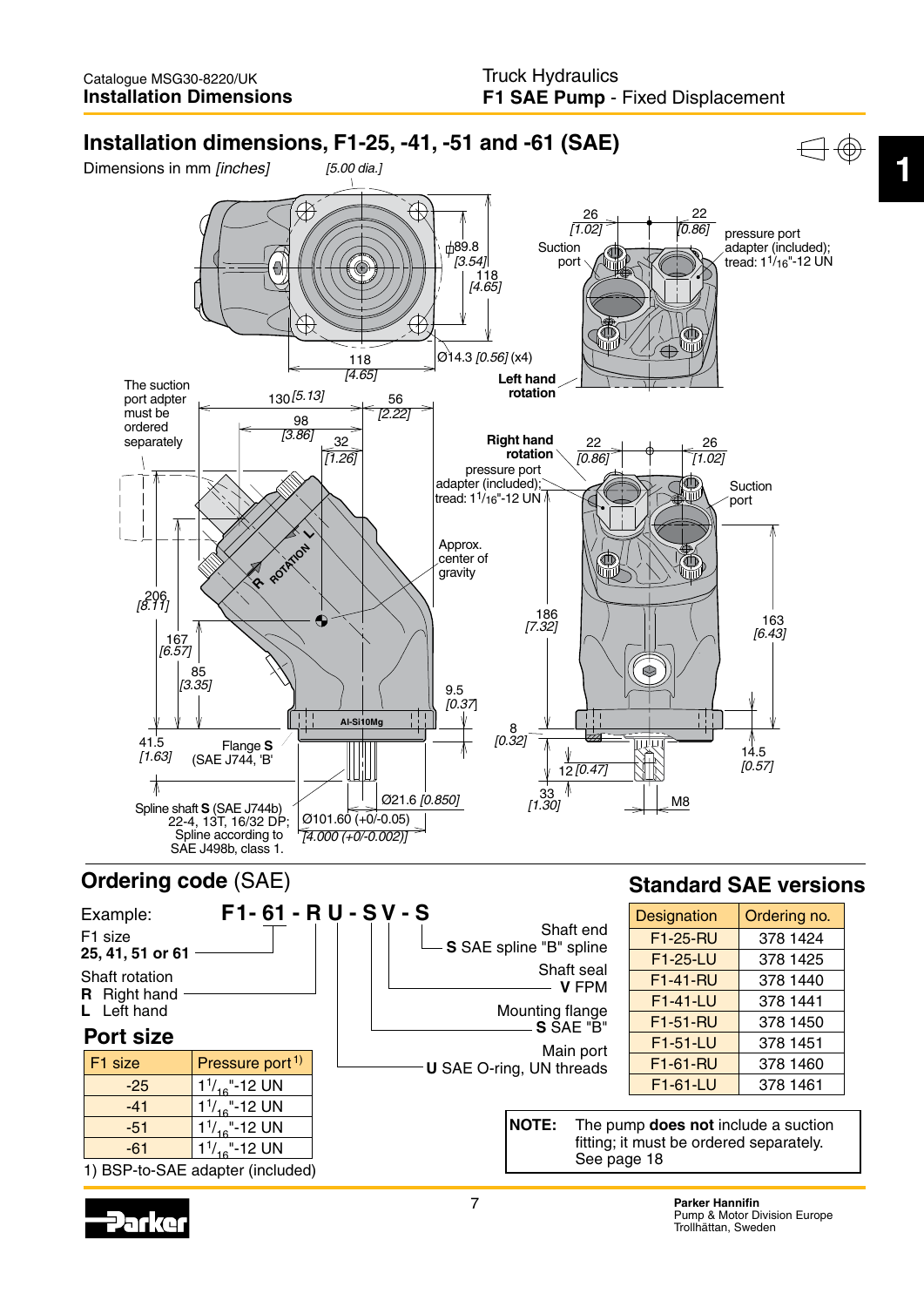## Installation dimensions, F1-25, -41, -51 and -61 (SAE)

Dimensions in mm *[inches]*

[5.00 dia.]

89.8 [3.54]
118 [4.65]
118 [4.65]
Ø14.3 [0.56] (x4)

26 [1.02] 22 [0.86]
Suction port
pressure port adapter (included); tread: $1^1/_{16}$"-12 UN
Left hand rotation

The suction port adpter must be ordered separately

130 [5.13]
98 [3.86]
32 [1.26]
56 [2.22]

Right hand rotation
22 [0.86] 26 [1.02]
pressure port adapter (included); tread: $1^1/_{16}$"-12 UN
Suction port

Approx. center of gravity

206 [8.11]
167 [6.57]
85 [3.35]
186 [7.32]
163 [6.43]
9.5 [0.37]
8 [0.32]
41.5 [1.63]
Flange **S** (SAE J744, 'B'
14.5 [0.57]
12 [0.47]
33 [1.30]
M8
Ø21.6 [0.850]
Ø101.60 (+0/-0.05) [4.000 (+0/-0.002)]

Spline shaft **S** (SAE J744b) 22-4, 13T, 16/32 DP; Spline according to SAE J498b, class 1.

## Ordering code (SAE)

Example: **F1- 61 - R U - S V - S**

F1 size
**25, 41, 51 or 61**

Shaft rotation
**R** Right hand
**L** Left hand

Shaft end
**S** SAE spline "B" spline

Shaft seal
**V** FPM

Mounting flange
**S** SAE "B"

Main port
**U** SAE O-ring, UN threads

## Port size

| F1 size | Pressure port 1) |
|---|---|
| -25 | $1^1/_{16}$"-12 UN |
| -41 | $1^1/_{16}$"-12 UN |
| -51 | $1^1/_{16}$"-12 UN |
| -61 | $1^1/_{16}$"-12 UN |

1) BSP-to-SAE adapter (included)

## Standard SAE versions

| Designation | Ordering no. |
|---|---|
| F1-25-RU | 378 1424 |
| F1-25-LU | 378 1425 |
| F1-41-RU | 378 1440 |
| F1-41-LU | 378 1441 |
| F1-51-RU | 378 1450 |
| F1-51-LU | 378 1451 |
| F1-61-RU | 378 1460 |
| F1-61-LU | 378 1461 |

**NOTE:** The pump **does not** include a suction fitting; it must be ordered separately. See page 18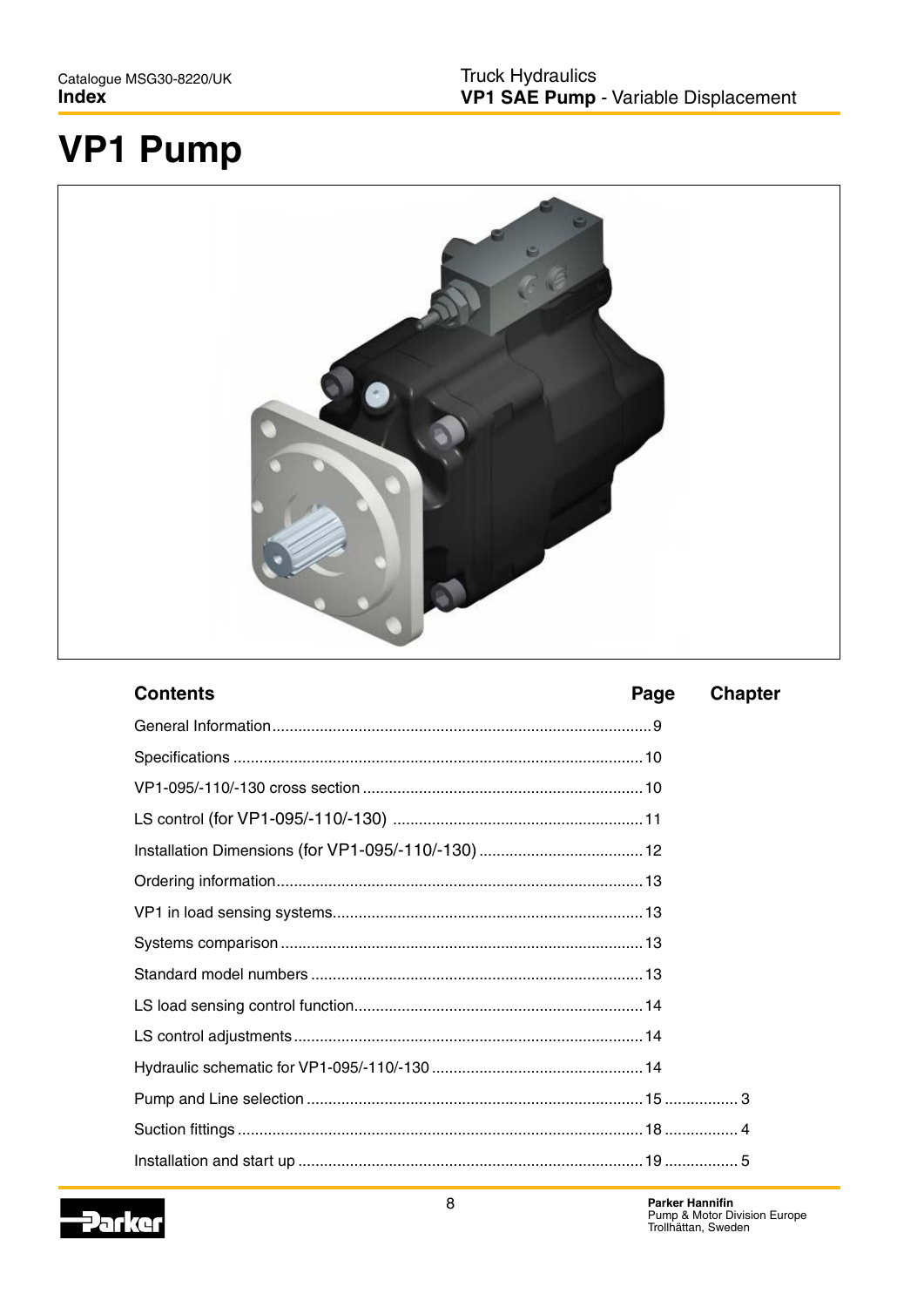// VP1 Pump

| Contents | Page | Chapter |
|---|---|---|
| General Information | 9 | |
| Specifications | 10 | |
| VP1-095/-110/-130 cross section | 10 | |
| LS control (for VP1-095/-110/-130) | 11 | |
| Installation Dimensions (for VP1-095/-110/-130) | 12 | |
| Ordering information | 13 | |
| VP1 in load sensing systems | 13 | |
| Systems comparison | 13 | |
| Standard model numbers | 13 | |
| LS load sensing control function | 14 | |
| LS control adjustments | 14 | |
| Hydraulic schematic for VP1-095/-110/-130 | 14 | |
| Pump and Line selection | 15 | 3 |
| Suction fittings | 18 | 4 |
| Installation and start up | 19 | 5 |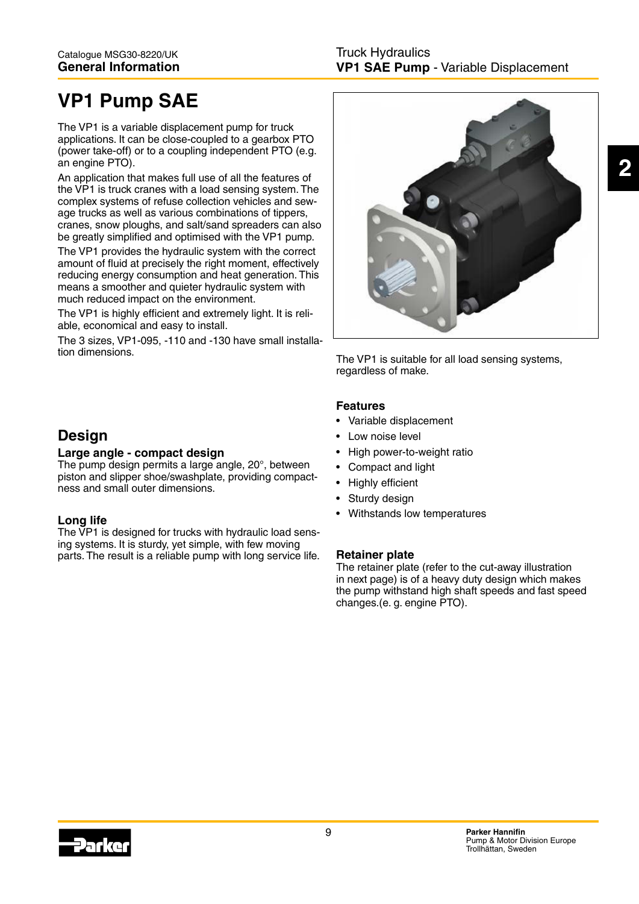# VP1 Pump SAE

The VP1 is a variable displacement pump for truck applications. It can be close-coupled to a gearbox PTO (power take-off) or to a coupling independent PTO (e.g. an engine PTO).

An application that makes full use of all the features of the VP1 is truck cranes with a load sensing system. The complex systems of refuse collection vehicles and sewage trucks as well as various combinations of tippers, cranes, snow ploughs, and salt/sand spreaders can also be greatly simplified and optimised with the VP1 pump.

The VP1 provides the hydraulic system with the correct amount of fluid at precisely the right moment, effectively reducing energy consumption and heat generation. This means a smoother and quieter hydraulic system with much reduced impact on the environment.

The VP1 is highly efficient and extremely light. It is reliable, economical and easy to install.

The 3 sizes, VP1-095, -110 and -130 have small installation dimensions.

The VP1 is suitable for all load sensing systems, regardless of make.

## Features

- Variable displacement
- Low noise level
- High power-to-weight ratio
- Compact and light
- Highly efficient
- Sturdy design
- Withstands low temperatures

## Design

### Large angle - compact design

The pump design permits a large angle, 20°, between piston and slipper shoe/swashplate, providing compactness and small outer dimensions.

### Long life

The VP1 is designed for trucks with hydraulic load sensing systems. It is sturdy, yet simple, with few moving parts. The result is a reliable pump with long service life.

### Retainer plate

The retainer plate (refer to the cut-away illustration in next page) is of a heavy duty design which makes the pump withstand high shaft speeds and fast speed changes.(e. g. engine PTO).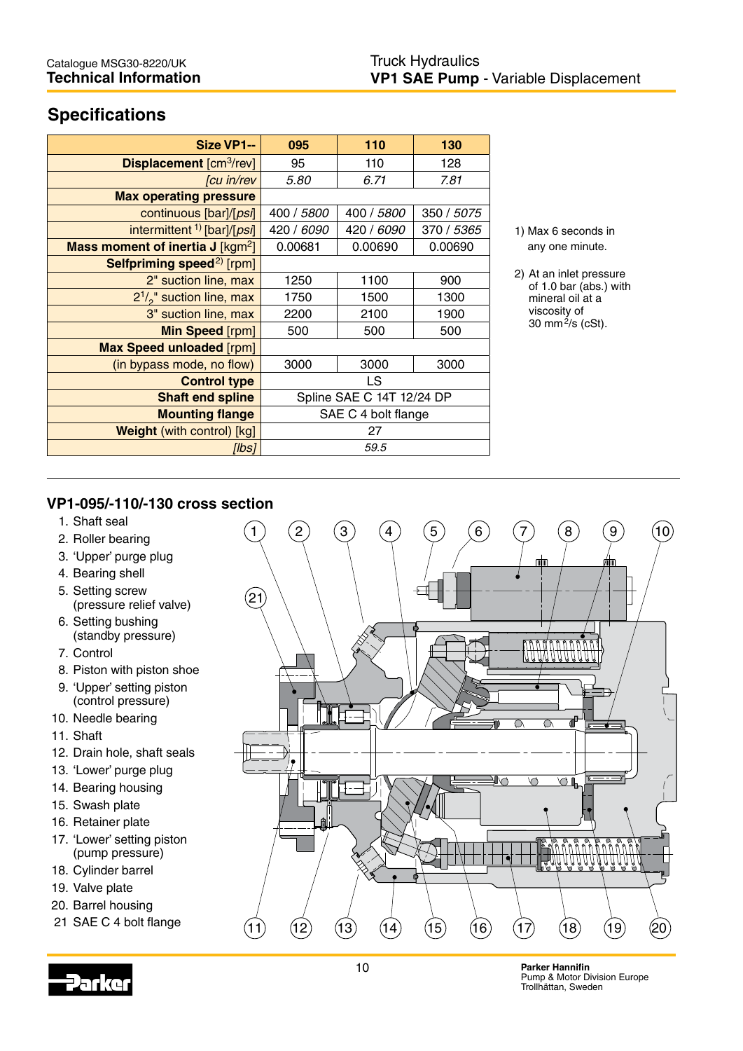## Specifications

| Size VP1-- | 095 | 110 | 130 |
|---|---|---|---|
| **Displacement** [cm³/rev] | 95 | 110 | 128 |
| *[cu in/rev* | *5.80* | *6.71* | *7.81* |
| **Max operating pressure** | | | |
| continuous [bar]/[*psi*] | 400 / *5800* | 400 / *5800* | 350 / *5075* |
| intermittent [1] [bar]/[*psi*] | 420 / *6090* | 420 / *6090* | 370 / *5365* |
| **Mass moment of inertia J** [kgm²] | 0.00681 | 0.00690 | 0.00690 |
| **Selfpriming speed**[2] [rpm] | | | |
| 2" suction line, max | 1250 | 1100 | 900 |
| 2 1/2" suction line, max | 1750 | 1500 | 1300 |
| 3" suction line, max | 2200 | 2100 | 1900 |
| **Min Speed** [rpm] | 500 | 500 | 500 |
| **Max Speed unloaded** [rpm] | | | |
| (in bypass mode, no flow) | 3000 | 3000 | 3000 |
| **Control type** | LS | | |
| **Shaft end spline** | Spline SAE C 14T 12/24 DP | | |
| **Mounting flange** | SAE C 4 bolt flange | | |
| **Weight** (with control) [kg] | 27 | | |
| *[lbs]* | *59.5* | | |

1) Max 6 seconds in any one minute.

2) At an inlet pressure of 1.0 bar (abs.) with mineral oil at a viscosity of 30 mm²/s (cSt).

## VP1-095/-110/-130 cross section

1. Shaft seal
2. Roller bearing
3. 'Upper' purge plug
4. Bearing shell
5. Setting screw (pressure relief valve)
6. Setting bushing (standby pressure)
7. Control
8. Piston with piston shoe
9. 'Upper' setting piston (control pressure)
10. Needle bearing
11. Shaft
12. Drain hole, shaft seals
13. 'Lower' purge plug
14. Bearing housing
15. Swash plate
16. Retainer plate
17. 'Lower' setting piston (pump pressure)
18. Cylinder barrel
19. Valve plate
20. Barrel housing
21. SAE C 4 bolt flange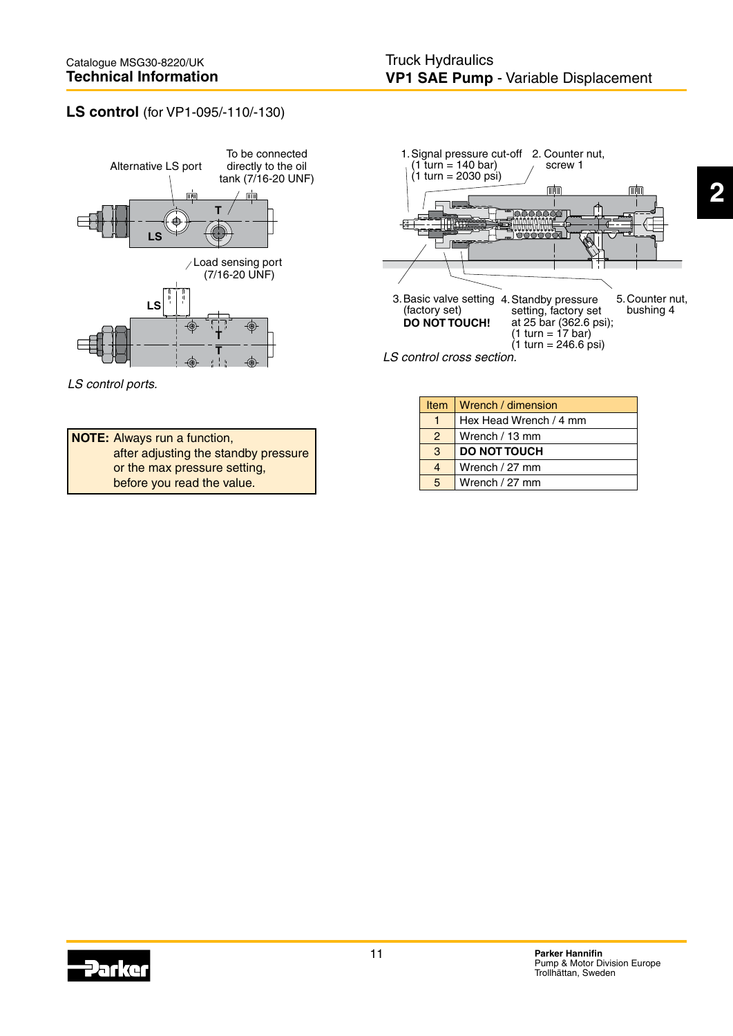## LS control (for VP1-095/-110/-130)

Alternative LS port

To be connected directly to the oil tank (7/16-20 UNF)

Load sensing port (7/16-20 UNF)

*LS control ports.*

1. Signal pressure cut-off (1 turn = 140 bar) (1 turn = 2030 psi)
2. Counter nut, screw 1
3. Basic valve setting (factory set) **DO NOT TOUCH!**
4. Standby pressure setting, factory set at 25 bar (362.6 psi); (1 turn = 17 bar) (1 turn = 246.6 psi)
5. Counter nut, bushing 4

*LS control cross section.*

| Item | Wrench / dimension |
|---|---|
| 1 | Hex Head Wrench / 4 mm |
| 2 | Wrench / 13 mm |
| 3 | **DO NOT TOUCH** |
| 4 | Wrench / 27 mm |
| 5 | Wrench / 27 mm |

**NOTE:** Always run a function, after adjusting the standby pressure or the max pressure setting, before you read the value.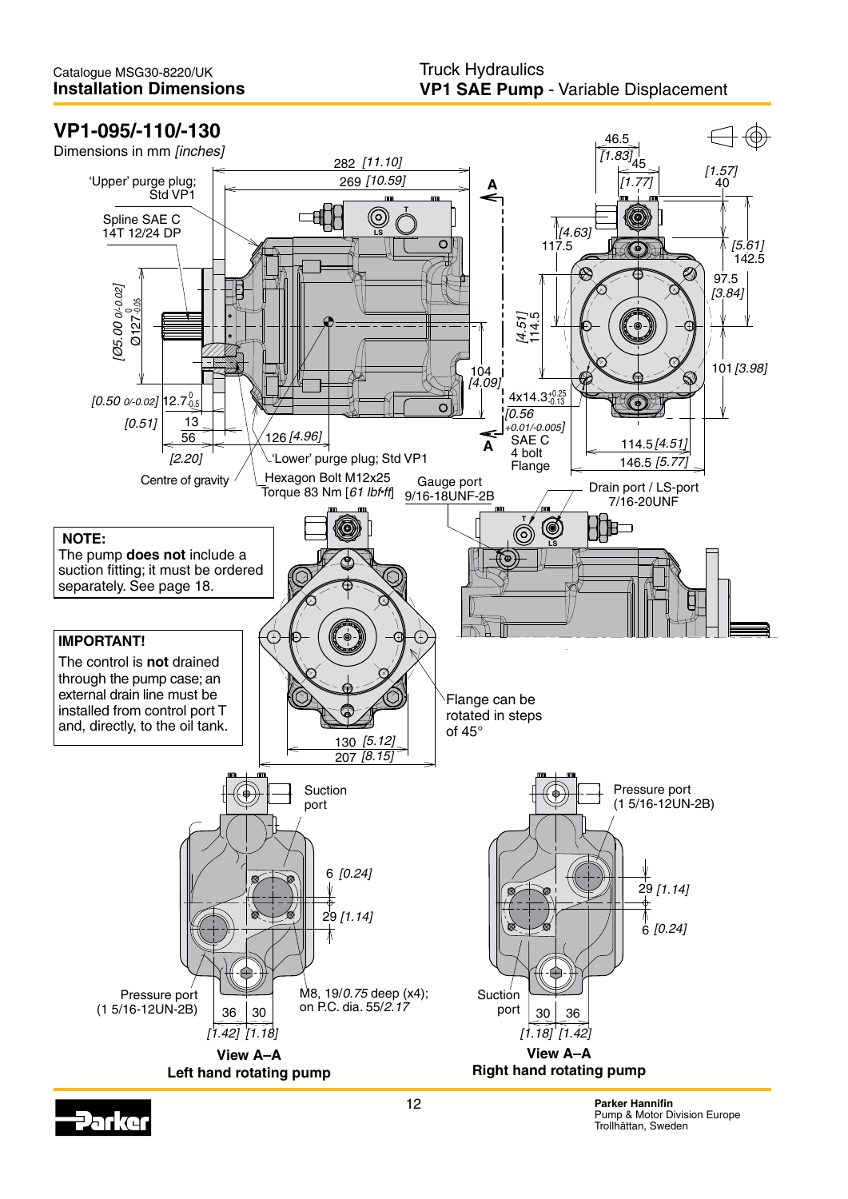## VP1-095/-110/-130

Dimensions in mm *[inches]*

'Upper' purge plug; Std VP1

Spline SAE C 14T 12/24 DP

[Ø5.00 0/-0.02] Ø127 $^{0}_{-0.05}$

[0.50 0/-0.02] 12.7 $^{0}_{-0.5}$

[0.51] 13

56 [2.20]

126 [4.96]

282 [11.10]

269 [10.59]

104 [4.09]

4x14.3 $^{+0.25}_{-0.13}$ [0.56 +0.01/-0.005]

SAE C 4 bolt Flange

'Lower' purge plug; Std VP1

Centre of gravity

Hexagon Bolt M12x25 Torque 83 Nm [61 lbf•ft]

Gauge port 9/16-18UNF-2B

Drain port / LS-port 7/16-20UNF

46.5 [1.83]

45 [1.77]

40 [1.57]

117.5 [4.63]

142.5 [5.61]

97.5 [3.84]

114.5 [4.51]

101 [3.98]

114.5 [4.51]

146.5 [5.77]

**NOTE:**
The pump **does not** include a suction fitting; it must be ordered separately. See page 18.

**IMPORTANT!**
The control is **not** drained through the pump case; an external drain line must be installed from control port T and, directly, to the oil tank.

Flange can be rotated in steps of 45°

130 [5.12]

207 [8.15]

Suction port

6 [0.24]

29 [1.14]

Pressure port (1 5/16-12UN-2B)

M8, 19/*0.75* deep (x4); on P.C. dia. 55/*2.17*

36 [1.42] 30 [1.18]

**View A–A**
**Left hand rotating pump**

Pressure port (1 5/16-12UN-2B)

29 [1.14]

6 [0.24]

Suction port

30 [1.18] 36 [1.42]

**View A–A**
**Right hand rotating pump**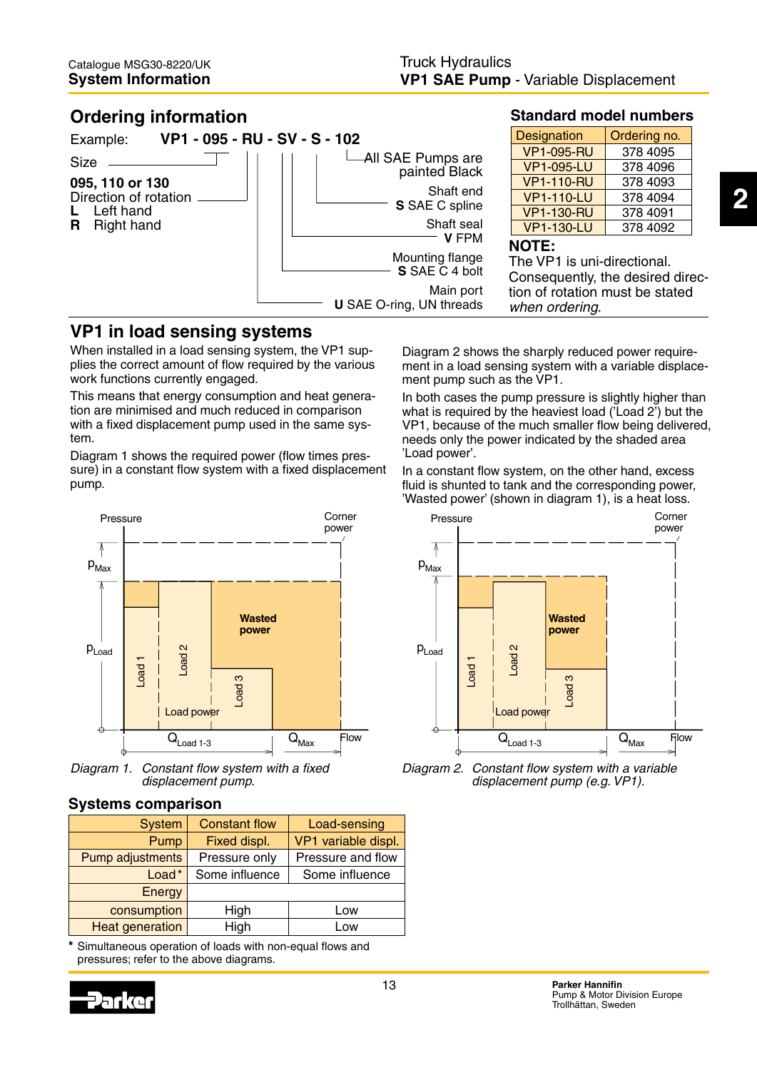## Ordering information

Example: **VP1 - 095 - RU - SV - S - 102**

Size
**095, 110 or 130**

Direction of rotation
**L** Left hand
**R** Right hand

All SAE Pumps are painted Black

Shaft end
**S** SAE C spline

Shaft seal
**V** FPM

Mounting flange
**S** SAE C 4 bolt

Main port
**U** SAE O-ring, UN threads

### Standard model numbers

| Designation | Ordering no. |
|---|---|
| VP1-095-RU | 378 4095 |
| VP1-095-LU | 378 4096 |
| VP1-110-RU | 378 4093 |
| VP1-110-LU | 378 4094 |
| VP1-130-RU | 378 4091 |
| VP1-130-LU | 378 4092 |

**NOTE:**
The VP1 is uni-directional. Consequently, the desired direction of rotation must be stated *when ordering*.

## VP1 in load sensing systems

When installed in a load sensing system, the VP1 supplies the correct amount of flow required by the various work functions currently engaged.

This means that energy consumption and heat generation are minimised and much reduced in comparison with a fixed displacement pump used in the same system.

Diagram 1 shows the required power (flow times pressure) in a constant flow system with a fixed displacement pump.

Diagram 2 shows the sharply reduced power requirement in a load sensing system with a variable displacement pump such as the VP1.

In both cases the pump pressure is slightly higher than what is required by the heaviest load ('Load 2') but the VP1, because of the much smaller flow being delivered, needs only the power indicated by the shaded area 'Load power'.

In a constant flow system, on the other hand, excess fluid is shunted to tank and the corresponding power, 'Wasted power' (shown in diagram 1), is a heat loss.

*Diagram 1. Constant flow system with a fixed displacement pump.*

*Diagram 2. Constant flow system with a variable displacement pump (e.g. VP1).*

### Systems comparison

| System | Constant flow | Load-sensing |
|---|---|---|
| Pump | Fixed displ. | VP1 variable displ. |
| Pump adjustments | Pressure only | Pressure and flow |
| Load* | Some influence | Some influence |
| Energy consumption | High | Low |
| Heat generation | High | Low |

\* Simultaneous operation of loads with non-equal flows and pressures; refer to the above diagrams.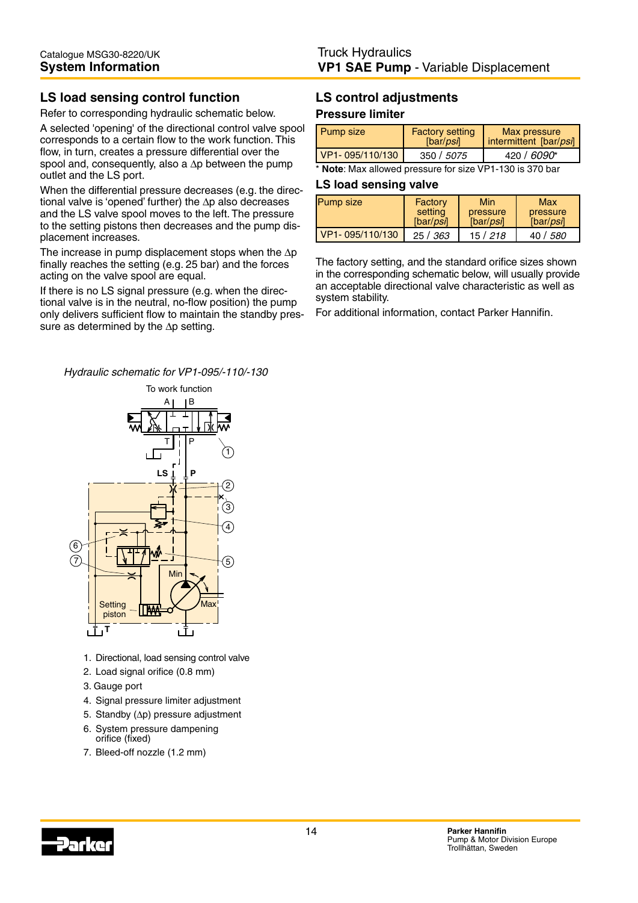## LS load sensing control function

Refer to corresponding hydraulic schematic below.

A selected 'opening' of the directional control valve spool corresponds to a certain flow to the work function. This flow, in turn, creates a pressure differential over the spool and, consequently, also a $\Delta p$ between the pump outlet and the LS port.

When the differential pressure decreases (e.g. the directional valve is 'opened' further) the $\Delta p$ also decreases and the LS valve spool moves to the left. The pressure to the setting pistons then decreases and the pump displacement increases.

The increase in pump displacement stops when the $\Delta p$ finally reaches the setting (e.g. 25 bar) and the forces acting on the valve spool are equal.

If there is no LS signal pressure (e.g. when the directional valve is in the neutral, no-flow position) the pump only delivers sufficient flow to maintain the standby pressure as determined by the $\Delta p$ setting.

*Hydraulic schematic for VP1-095/-110/-130*

1. Directional, load sensing control valve
2. Load signal orifice (0.8 mm)
3. Gauge port
4. Signal pressure limiter adjustment
5. Standby ($\Delta p$) pressure adjustment
6. System pressure dampening orifice (fixed)
7. Bleed-off nozzle (1.2 mm)

## LS control adjustments

### Pressure limiter

| Pump size | Factory setting [bar/*psi*] | Max pressure intermittent [bar/*psi*] |
|---|---|---|
| VP1- 095/110/130 | 350 / *5075* | 420 / *6090*\* |

\* **Note**: Max allowed pressure for size VP1-130 is 370 bar

### LS load sensing valve

| Pump size | Factory setting [bar/*psi*] | Min pressure [bar/*psi*] | Max pressure [bar/*psi*] |
|---|---|---|---|
| VP1- 095/110/130 | 25 / *363* | 15 / *218* | 40 / *580* |

The factory setting, and the standard orifice sizes shown in the corresponding schematic below, will usually provide an acceptable directional valve characteristic as well as system stability.

For additional information, contact Parker Hannifin.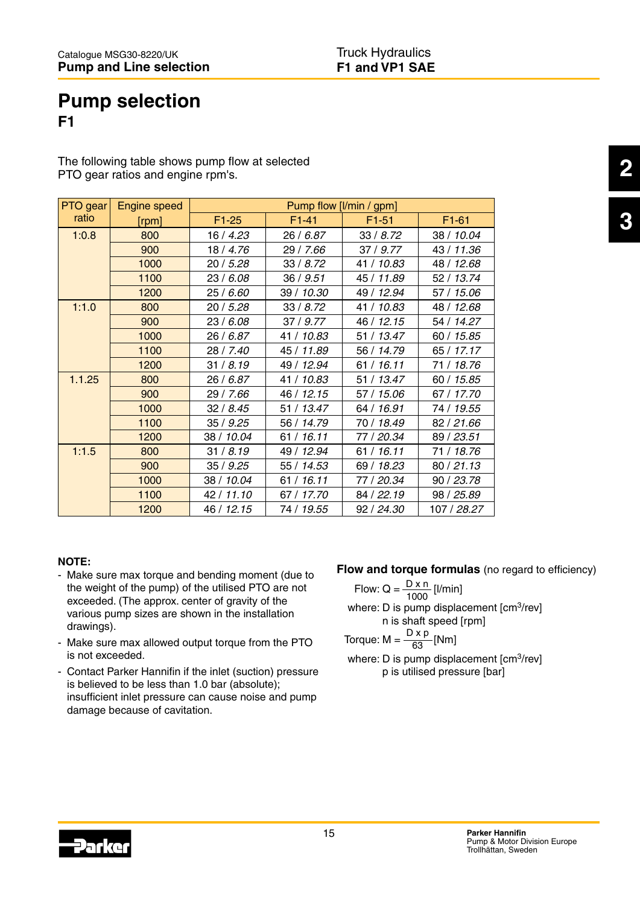# Pump selection

## F1

The following table shows pump flow at selected PTO gear ratios and engine rpm's.

| PTO gear ratio | Engine speed [rpm] | Pump flow [l/min / gpm] | | | |
|---|---|---|---|---|---|
| | | F1-25 | F1-41 | F1-51 | F1-61 |
| 1:0.8 | 800 | 16 / *4.23* | 26 / *6.87* | 33 / *8.72* | 38 / *10.04* |
| | 900 | 18 / *4.76* | 29 / *7.66* | 37 / *9.77* | 43 / *11.36* |
| | 1000 | 20 / *5.28* | 33 / *8.72* | 41 / *10.83* | 48 / *12.68* |
| | 1100 | 23 / *6.08* | 36 / *9.51* | 45 / *11.89* | 52 / *13.74* |
| | 1200 | 25 / *6.60* | 39 / *10.30* | 49 / *12.94* | 57 / *15.06* |
| 1:1.0 | 800 | 20 / *5.28* | 33 / *8.72* | 41 / *10.83* | 48 / *12.68* |
| | 900 | 23 / *6.08* | 37 / *9.77* | 46 / *12.15* | 54 / *14.27* |
| | 1000 | 26 / *6.87* | 41 / *10.83* | 51 / *13.47* | 60 / *15.85* |
| | 1100 | 28 / *7.40* | 45 / *11.89* | 56 / *14.79* | 65 / *17.17* |
| | 1200 | 31 / *8.19* | 49 / *12.94* | 61 / *16.11* | 71 / *18.76* |
| 1.1.25 | 800 | 26 / *6.87* | 41 / *10.83* | 51 / *13.47* | 60 / *15.85* |
| | 900 | 29 / *7.66* | 46 / *12.15* | 57 / *15.06* | 67 / *17.70* |
| | 1000 | 32 / *8.45* | 51 / *13.47* | 64 / *16.91* | 74 / *19.55* |
| | 1100 | 35 / *9.25* | 56 / *14.79* | 70 / *18.49* | 82 / *21.66* |
| | 1200 | 38 / *10.04* | 61 / *16.11* | 77 / *20.34* | 89 / *23.51* |
| 1:1.5 | 800 | 31 / *8.19* | 49 / *12.94* | 61 / *16.11* | 71 / *18.76* |
| | 900 | 35 / *9.25* | 55 / *14.53* | 69 / *18.23* | 80 / *21.13* |
| | 1000 | 38 / *10.04* | 61 / *16.11* | 77 / *20.34* | 90 / *23.78* |
| | 1100 | 42 / *11.10* | 67 / *17.70* | 84 / *22.19* | 98 / *25.89* |
| | 1200 | 46 / *12.15* | 74 / *19.55* | 92 / *24.30* | 107 / *28.27* |

**NOTE:**

- Make sure max torque and bending moment (due to the weight of the pump) of the utilised PTO are not exceeded. (The approx. center of gravity of the various pump sizes are shown in the installation drawings).
- Make sure max allowed output torque from the PTO is not exceeded.
- Contact Parker Hannifin if the inlet (suction) pressure is believed to be less than 1.0 bar (absolute); insufficient inlet pressure can cause noise and pump damage because of cavitation.

**Flow and torque formulas** (no regard to efficiency)

Flow: $Q = \frac{D \times n}{1000}$ [l/min]

where: D is pump displacement [cm$^3$/rev]
n is shaft speed [rpm]

Torque: $M = \frac{D \times p}{63}$ [Nm]

where: D is pump displacement [cm$^3$/rev]
p is utilised pressure [bar]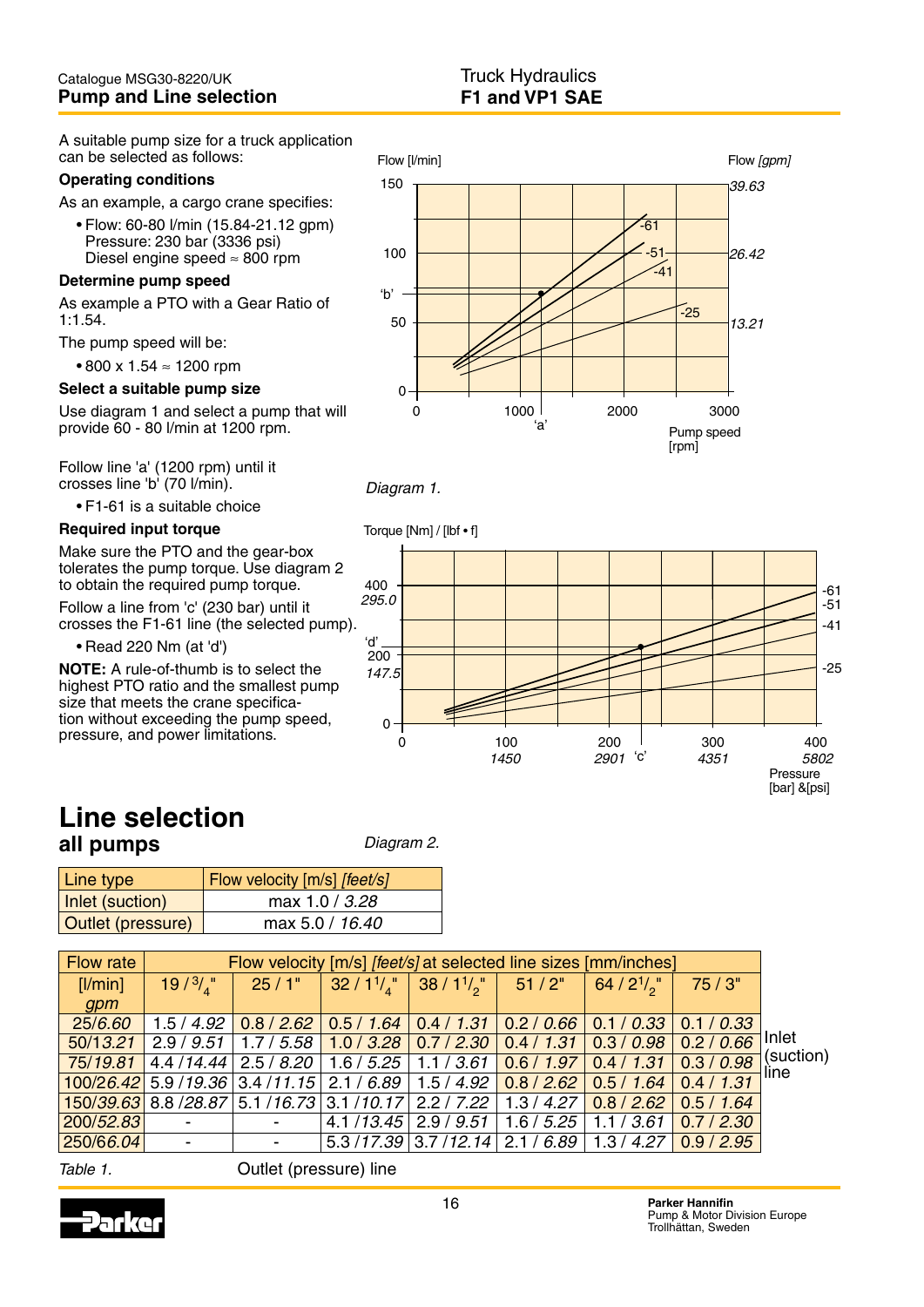## Pump and Line selection

A suitable pump size for a truck application can be selected as follows:

**Operating conditions**

As an example, a cargo crane specifies:

- Flow: 60-80 l/min (15.84-21.12 gpm)
  Pressure: 230 bar (3336 psi)
  Diesel engine speed ≈ 800 rpm

**Determine pump speed**

As example a PTO with a Gear Ratio of 1:1.54.

The pump speed will be:

- 800 x 1.54 ≈ 1200 rpm

**Select a suitable pump size**

Use diagram 1 and select a pump that will provide 60 - 80 l/min at 1200 rpm.

Follow line 'a' (1200 rpm) until it crosses line 'b' (70 l/min).

- F1-61 is a suitable choice

**Required input torque**

Make sure the PTO and the gear-box tolerates the pump torque. Use diagram 2 to obtain the required pump torque.

Follow a line from 'c' (230 bar) until it crosses the F1-61 line (the selected pump).

- Read 220 Nm (at 'd')

**NOTE:** A rule-of-thumb is to select the highest PTO ratio and the smallest pump size that meets the crane specification without exceeding the pump speed, pressure, and power limitations.

*Diagram 1.*

*Diagram 2.*

# Line selection

## all pumps

| Line type | Flow velocity [m/s] *[feet/s]* |
|---|---|
| Inlet (suction) | max 1.0 / *3.28* |
| Outlet (pressure) | max 5.0 / *16.40* |

| Flow rate [l/min] *gpm* | Flow velocity [m/s] *[feet/s]* at selected line sizes [mm/inches] | | | | | | |
|---|---|---|---|---|---|---|---|
| | 19 / 3/4" | 25 / 1" | 32 / 1 1/4" | 38 / 1 1/2" | 51 / 2" | 64 / 2 1/2" | 75 / 3" |
| 25/*6.60* | 1.5 / *4.92* | 0.8 / *2.62* | 0.5 / *1.64* | 0.4 / *1.31* | 0.2 / *0.66* | 0.1 / *0.33* | 0.1 / *0.33* |
| 50/*13.21* | 2.9 / *9.51* | 1.7 / *5.58* | 1.0 / *3.28* | 0.7 / *2.30* | 0.4 / *1.31* | 0.3 / *0.98* | 0.2 / *0.66* |
| 75/*19.81* | 4.4 /*14.44* | 2.5 / *8.20* | 1.6 / *5.25* | 1.1 / *3.61* | 0.6 / *1.97* | 0.4 / *1.31* | 0.3 / *0.98* |
| 100/*26.42* | 5.9 /*19.36* | 3.4 /*11.15* | 2.1 / *6.89* | 1.5 / *4.92* | 0.8 / *2.62* | 0.5 / *1.64* | 0.4 / *1.31* |
| 150/*39.63* | 8.8 /*28.87* | 5.1 /*16.73* | 3.1 /*10.17* | 2.2 / *7.22* | 1.3 / *4.27* | 0.8 / *2.62* | 0.5 / *1.64* |
| 200/*52.83* | - | - | 4.1 /*13.45* | 2.9 / *9.51* | 1.6 / *5.25* | 1.1 / *3.61* | 0.7 / *2.30* |
| 250/*66.04* | - | - | 5.3 /*17.39* | 3.7 /*12.14* | 2.1 / *6.89* | 1.3 / *4.27* | 0.9 / *2.95* |

Inlet (suction) line

*Table 1.* Outlet (pressure) line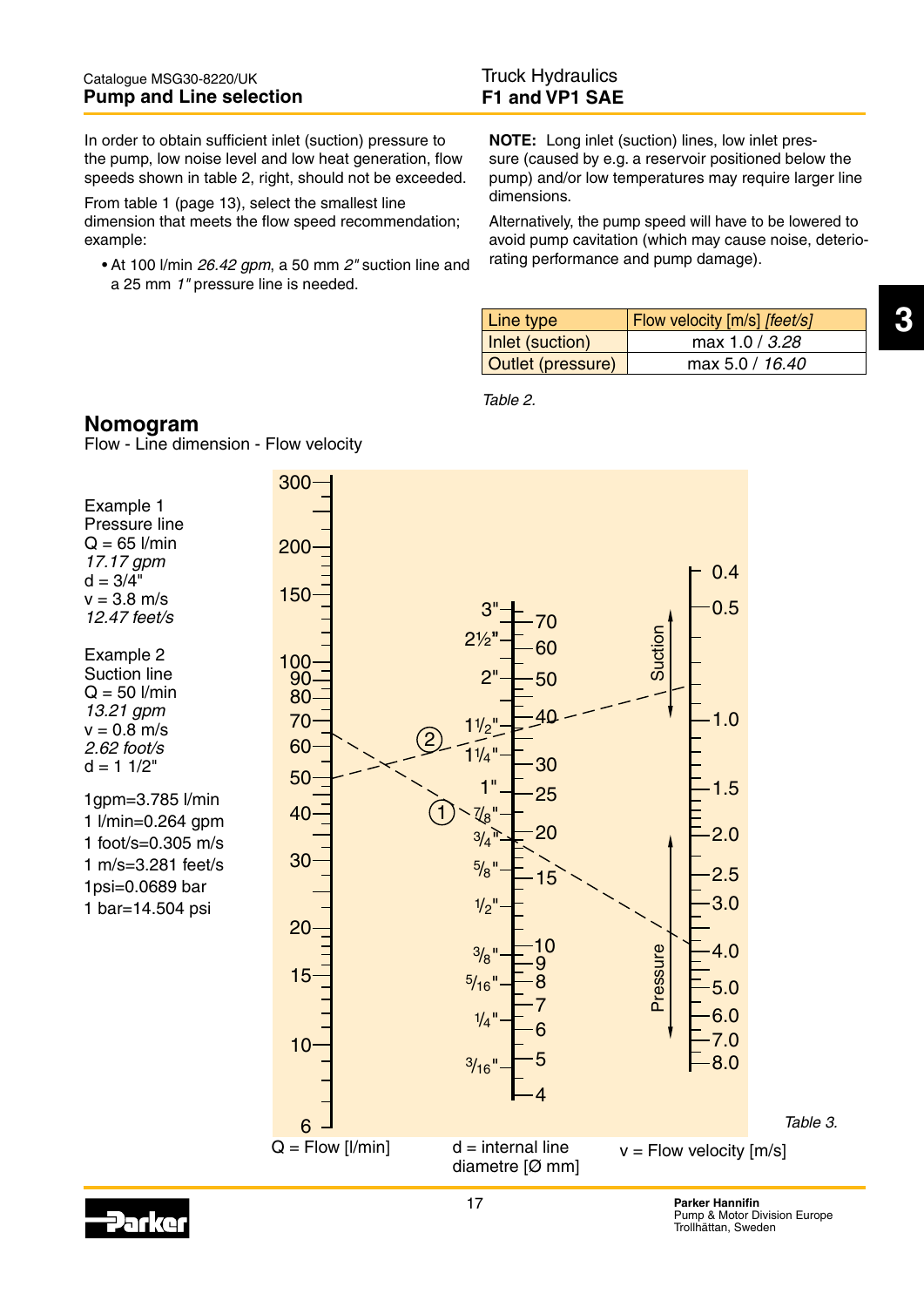In order to obtain sufficient inlet (suction) pressure to the pump, low noise level and low heat generation, flow speeds shown in table 2, right, should not be exceeded.

From table 1 (page 13), select the smallest line dimension that meets the flow speed recommendation; example:

- At 100 l/min *26.42 gpm*, a 50 mm *2"* suction line and a 25 mm *1"* pressure line is needed.

**NOTE:** Long inlet (suction) lines, low inlet pressure (caused by e.g. a reservoir positioned below the pump) and/or low temperatures may require larger line dimensions.

Alternatively, the pump speed will have to be lowered to avoid pump cavitation (which may cause noise, deteriorating performance and pump damage).

| Line type | Flow velocity [m/s] *[feet/s]* |
|---|---|
| Inlet (suction) | max 1.0 / *3.28* |
| Outlet (pressure) | max 5.0 / *16.40* |

*Table 2.*

## Nomogram

Flow - Line dimension - Flow velocity

Example 1
Pressure line
Q = 65 l/min
*17.17 gpm*
d = 3/4"
v = 3.8 m/s
*12.47 feet/s*

Example 2
Suction line
Q = 50 l/min
*13.21 gpm*
v = 0.8 m/s
*2.62 foot/s*
d = 1 1/2"

1gpm=3.785 l/min
1 l/min=0.264 gpm
1 foot/s=0.305 m/s
1 m/s=3.281 feet/s
1psi=0.0689 bar
1 bar=14.504 psi

Q = Flow [l/min] — d = internal line diametre [Ø mm] — v = Flow velocity [m/s]

*Table 3.*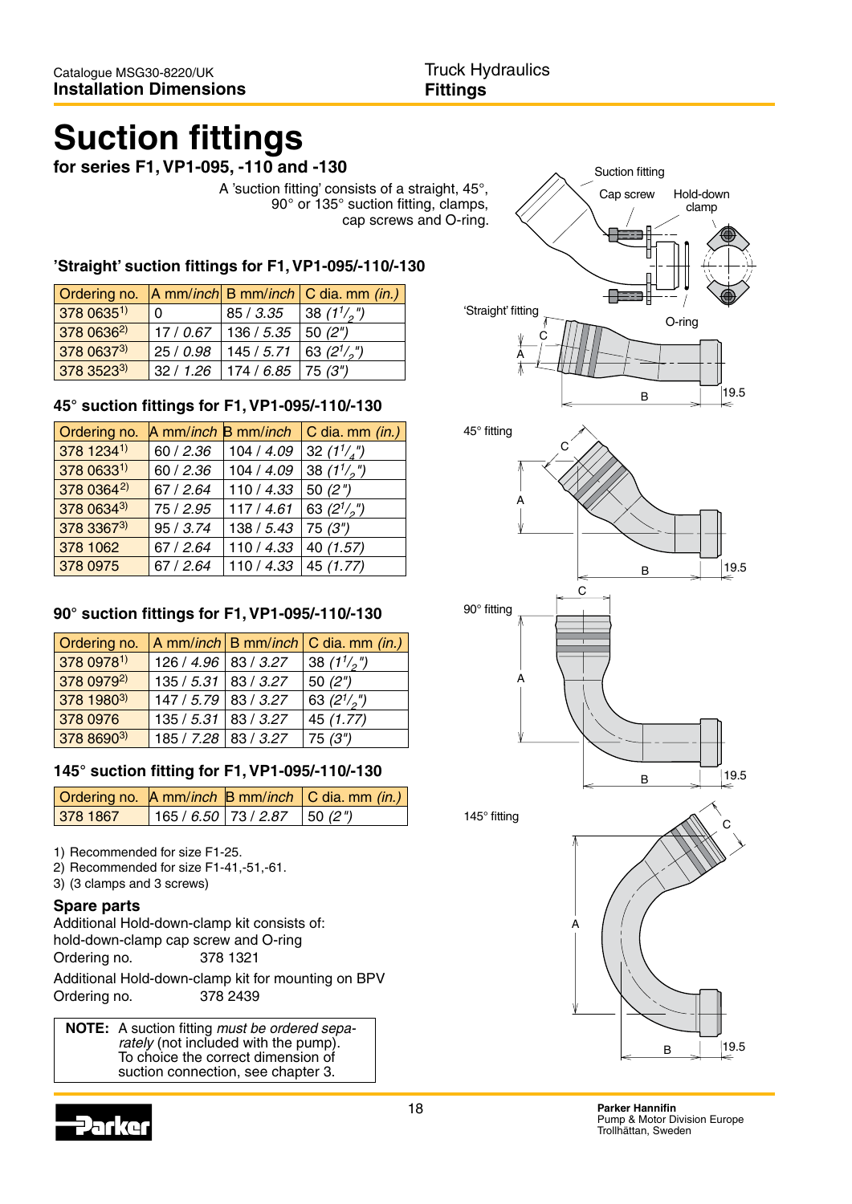# Suction fittings

**for series F1, VP1-095, -110 and -130**

A 'suction fitting' consists of a straight, 45°, 90° or 135° suction fitting, clamps, cap screws and O-ring.

### 'Straight' suction fittings for F1, VP1-095/-110/-130

| Ordering no. | A mm/*inch* | B mm/*inch* | C dia. mm *(in.)* |
|---|---|---|---|
| 378 0635[1] | 0 | 85 / *3.35* | 38 *(1 1/2")* |
| 378 0636[2] | 17 / *0.67* | 136 / *5.35* | 50 *(2")* |
| 378 0637[3] | 25 / *0.98* | 145 / *5.71* | 63 *(2 1/2")* |
| 378 3523[3] | 32 / *1.26* | 174 / *6.85* | 75 *(3")* |

### 45° suction fittings for F1, VP1-095/-110/-130

| Ordering no. | A mm/*inch* | B mm/*inch* | C dia. mm *(in.)* |
|---|---|---|---|
| 378 1234[1] | 60 / *2.36* | 104 / *4.09* | 32 *(1 1/4")* |
| 378 0633[1] | 60 / *2.36* | 104 / *4.09* | 38 *(1 1/2")* |
| 378 0364[2] | 67 / *2.64* | 110 / *4.33* | 50 *(2")* |
| 378 0634[3] | 75 / *2.95* | 117 / *4.61* | 63 *(2 1/2")* |
| 378 3367[3] | 95 / *3.74* | 138 / *5.43* | 75 *(3")* |
| 378 1062 | 67 / *2.64* | 110 / *4.33* | 40 *(1.57)* |
| 378 0975 | 67 / *2.64* | 110 / *4.33* | 45 *(1.77)* |

### 90° suction fittings for F1, VP1-095/-110/-130

| Ordering no. | A mm/*inch* | B mm/*inch* | C dia. mm *(in.)* |
|---|---|---|---|
| 378 0978[1] | 126 / *4.96* | 83 / *3.27* | 38 *(1 1/2")* |
| 378 0979[2] | 135 / *5.31* | 83 / *3.27* | 50 *(2")* |
| 378 1980[3] | 147 / *5.79* | 83 / *3.27* | 63 *(2 1/2")* |
| 378 0976 | 135 / *5.31* | 83 / *3.27* | 45 *(1.77)* |
| 378 8690[3] | 185 / *7.28* | 83 / *3.27* | 75 *(3")* |

### 145° suction fitting for F1, VP1-095/-110/-130

| Ordering no. | A mm/*inch* | B mm/*inch* | C dia. mm *(in.)* |
|---|---|---|---|
| 378 1867 | 165 / *6.50* | 73 / *2.87* | 50 *(2")* |

1) Recommended for size F1-25.
2) Recommended for size F1-41,-51,-61.
3) (3 clamps and 3 screws)

### Spare parts

Additional Hold-down-clamp kit consists of: hold-down-clamp cap screw and O-ring
Ordering no. 378 1321

Additional Hold-down-clamp kit for mounting on BPV
Ordering no. 378 2439

> **NOTE:** A suction fitting *must be ordered separately* (not included with the pump). To choice the correct dimension of suction connection, see chapter 3.

Suction fitting, Cap screw, Hold-down clamp, O-ring

'Straight' fitting

45° fitting

90° fitting

145° fitting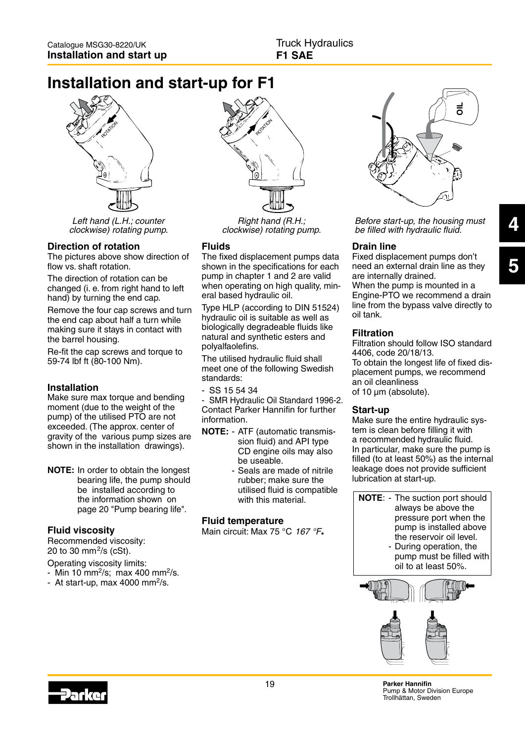# Installation and start-up for F1

*Left hand (L.H.; counter clockwise) rotating pump.*

*Right hand (R.H.; clockwise) rotating pump.*

*Before start-up, the housing must be filled with hydraulic fluid.*

### Direction of rotation

The pictures above show direction of flow vs. shaft rotation.

The direction of rotation can be changed (i. e. from right hand to left hand) by turning the end cap.

Remove the four cap screws and turn the end cap about half a turn while making sure it stays in contact with the barrel housing.

Re-fit the cap screws and torque to 59-74 lbf ft (80-100 Nm).

### Installation

Make sure max torque and bending moment (due to the weight of the pump) of the utilised PTO are not exceeded. (The approx. center of gravity of the various pump sizes are shown in the installation drawings).

**NOTE:** In order to obtain the longest bearing life, the pump should be installed according to the information shown on page 20 "Pump bearing life".

### Fluid viscosity

Recommended viscosity:
20 to 30 $mm^2/s$ (cSt).

Operating viscosity limits:
- Min 10 $mm^2/s$; max 400 $mm^2/s$.
- At start-up, max 4000 $mm^2/s$.

### Fluids

The fixed displacement pumps data shown in the specifications for each pump in chapter 1 and 2 are valid when operating on high quality, mineral based hydraulic oil.

Type HLP (according to DIN 51524) hydraulic oil is suitable as well as biologically degradeable fluids like natural and synthetic esters and polyalfaolefins.

The utilised hydraulic fluid shall meet one of the following Swedish standards:

- SS 15 54 34
- SMR Hydraulic Oil Standard 1996-2.

Contact Parker Hannifin for further information.

**NOTE:**
- ATF (automatic transmission fluid) and API type CD engine oils may also be useable.
- Seals are made of nitrile rubber; make sure the utilised fluid is compatible with this material.

### Fluid temperature

Main circuit: Max 75 °C *167 °F***.**

### Drain line

Fixed displacement pumps don't need an external drain line as they are internally drained.
When the pump is mounted in a Engine-PTO we recommend a drain line from the bypass valve directly to oil tank.

### Filtration

Filtration should follow ISO standard 4406, code 20/18/13.
To obtain the longest life of fixed displacement pumps, we recommend an oil cleanliness of 10 µm (absolute).

### Start-up

Make sure the entire hydraulic system is clean before filling it with a recommended hydraulic fluid.
In particular, make sure the pump is filled (to at least 50%) as the internal leakage does not provide sufficient lubrication at start-up.

**NOTE**:
- The suction port should always be above the pressure port when the pump is installed above the reservoir oil level.
- During operation, the pump must be filled with oil to at least 50%.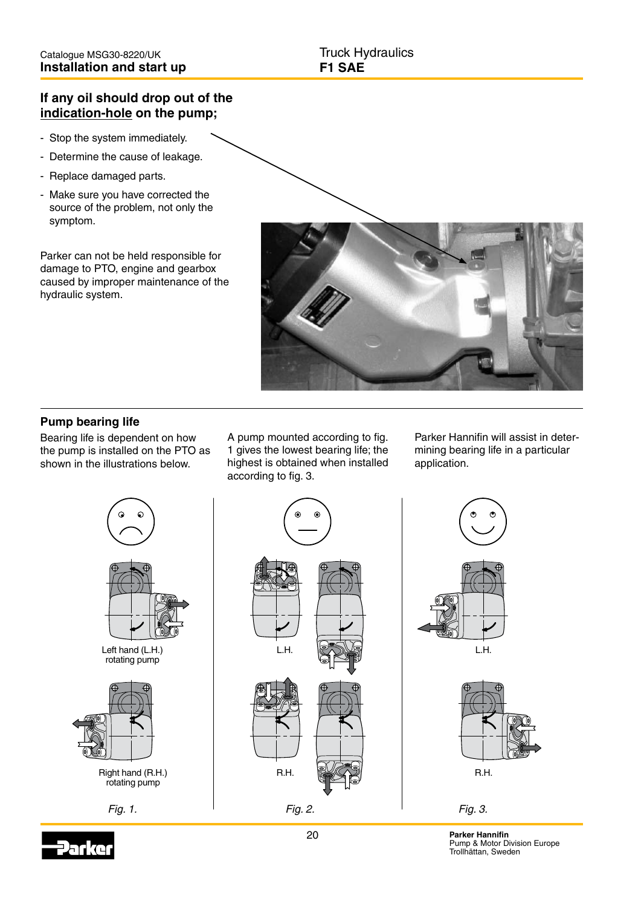## If any oil should drop out of the indication-hole on the pump;

- Stop the system immediately.
- Determine the cause of leakage.
- Replace damaged parts.
- Make sure you have corrected the source of the problem, not only the symptom.

Parker can not be held responsible for damage to PTO, engine and gearbox caused by improper maintenance of the hydraulic system.

## Pump bearing life

Bearing life is dependent on how the pump is installed on the PTO as shown in the illustrations below.

A pump mounted according to fig. 1 gives the lowest bearing life; the highest is obtained when installed according to fig. 3.

Parker Hannifin will assist in determining bearing life in a particular application.

Left hand (L.H.) rotating pump

Right hand (R.H.) rotating pump

*Fig. 1.*

L.H.

R.H.

*Fig. 2.*

L.H.

R.H.

*Fig. 3.*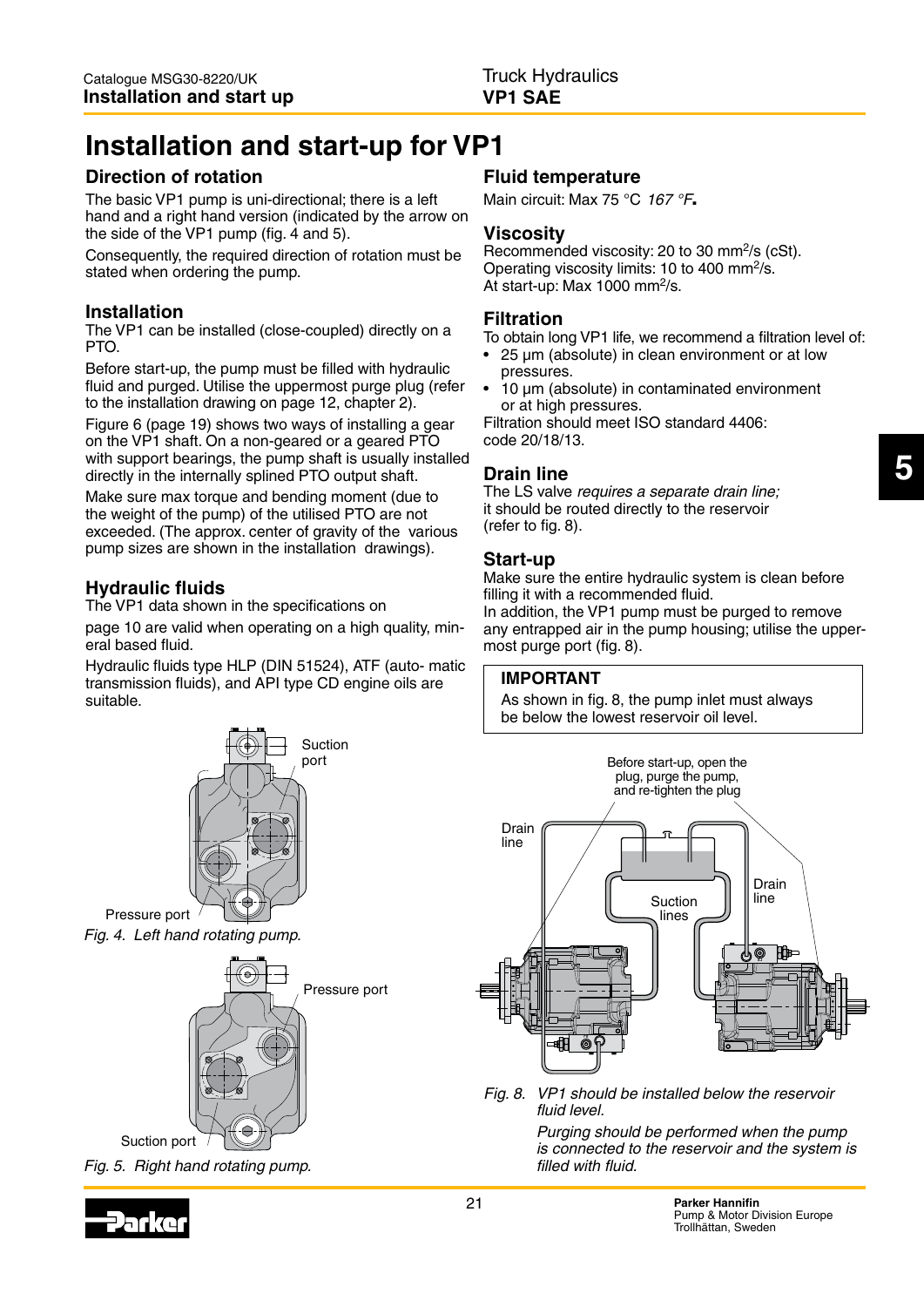# Installation and start-up for VP1

## Direction of rotation

The basic VP1 pump is uni-directional; there is a left hand and a right hand version (indicated by the arrow on the side of the VP1 pump (fig. 4 and 5).

Consequently, the required direction of rotation must be stated when ordering the pump.

## Installation

The VP1 can be installed (close-coupled) directly on a PTO.

Before start-up, the pump must be filled with hydraulic fluid and purged. Utilise the uppermost purge plug (refer to the installation drawing on page 12, chapter 2).

Figure 6 (page 19) shows two ways of installing a gear on the VP1 shaft. On a non-geared or a geared PTO with support bearings, the pump shaft is usually installed directly in the internally splined PTO output shaft.

Make sure max torque and bending moment (due to the weight of the pump) of the utilised PTO are not exceeded. (The approx. center of gravity of the various pump sizes are shown in the installation drawings).

## Hydraulic fluids

The VP1 data shown in the specifications on

page 10 are valid when operating on a high quality, mineral based fluid.

Hydraulic fluids type HLP (DIN 51524), ATF (auto- matic transmission fluids), and API type CD engine oils are suitable.

Suction port

Pressure port

*Fig. 4. Left hand rotating pump.*

Pressure port

Suction port

*Fig. 5. Right hand rotating pump.*

## Fluid temperature

Main circuit: Max 75 °C *167 °F*.

## Viscosity

Recommended viscosity: 20 to 30 mm²/s (cSt).
Operating viscosity limits: 10 to 400 mm²/s.
At start-up: Max 1000 mm²/s.

## Filtration

To obtain long VP1 life, we recommend a filtration level of:

- 25 µm (absolute) in clean environment or at low pressures.
- 10 µm (absolute) in contaminated environment or at high pressures.

Filtration should meet ISO standard 4406: code 20/18/13.

## Drain line

The LS valve *requires a separate drain line;* it should be routed directly to the reservoir (refer to fig. 8).

## Start-up

Make sure the entire hydraulic system is clean before filling it with a recommended fluid.
In addition, the VP1 pump must be purged to remove any entrapped air in the pump housing; utilise the uppermost purge port (fig. 8).

> **IMPORTANT**
> As shown in fig. 8, the pump inlet must always be below the lowest reservoir oil level.

Before start-up, open the plug, purge the pump, and re-tighten the plug

Drain line

Suction lines

Drain line

*Fig. 8. VP1 should be installed below the reservoir fluid level.*

*Purging should be performed when the pump is connected to the reservoir and the system is filled with fluid.*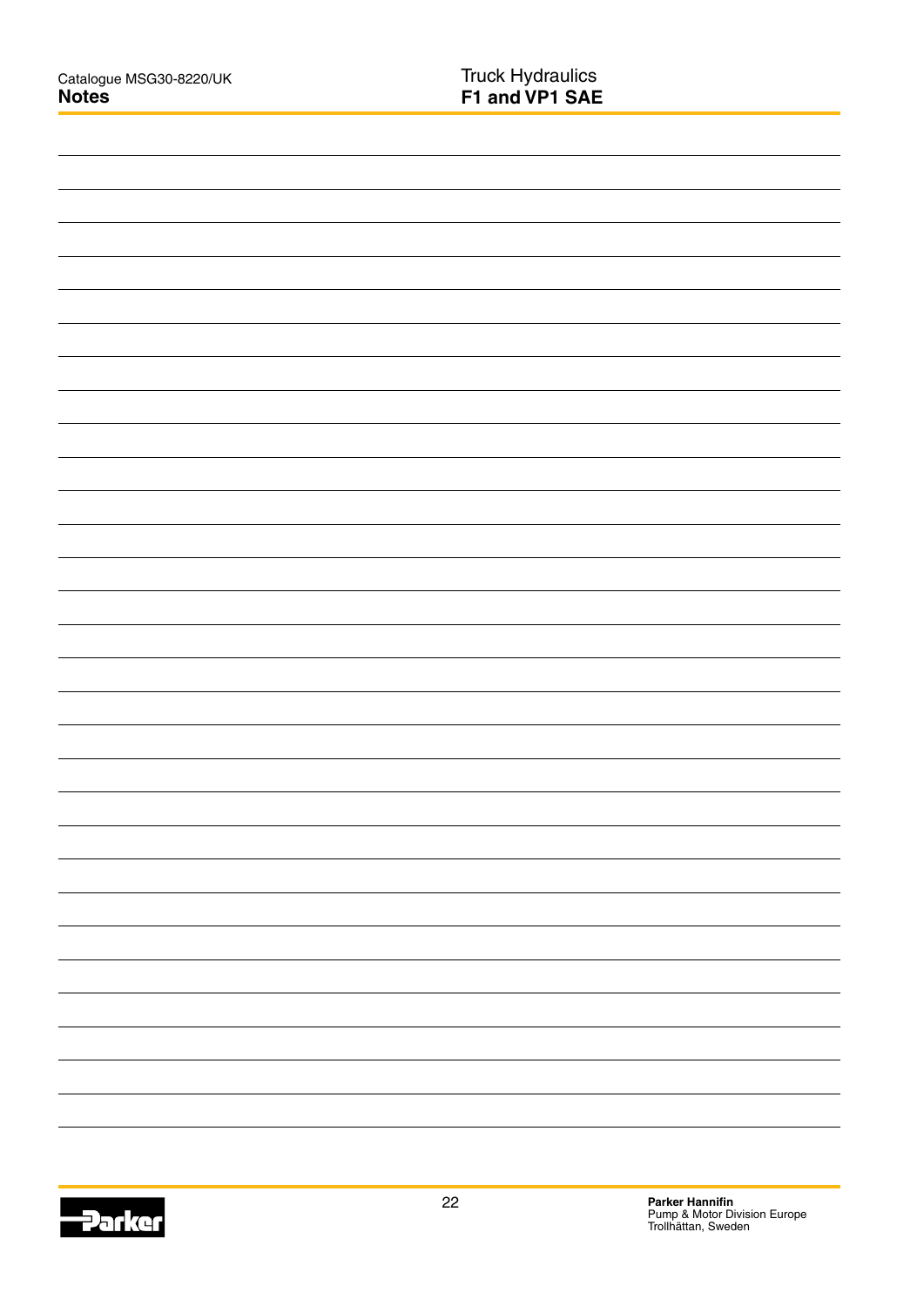## Notes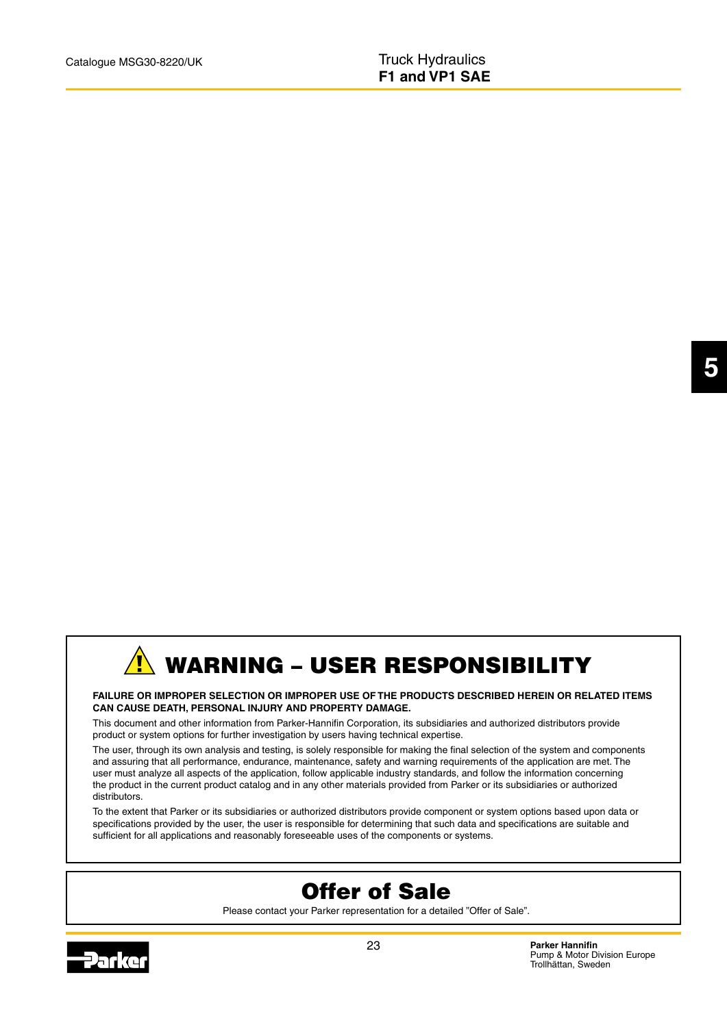# WARNING – USER RESPONSIBILITY

**FAILURE OR IMPROPER SELECTION OR IMPROPER USE OF THE PRODUCTS DESCRIBED HEREIN OR RELATED ITEMS CAN CAUSE DEATH, PERSONAL INJURY AND PROPERTY DAMAGE.**

This document and other information from Parker-Hannifin Corporation, its subsidiaries and authorized distributors provide product or system options for further investigation by users having technical expertise.

The user, through its own analysis and testing, is solely responsible for making the final selection of the system and components and assuring that all performance, endurance, maintenance, safety and warning requirements of the application are met. The user must analyze all aspects of the application, follow applicable industry standards, and follow the information concerning the product in the current product catalog and in any other materials provided from Parker or its subsidiaries or authorized distributors.

To the extent that Parker or its subsidiaries or authorized distributors provide component or system options based upon data or specifications provided by the user, the user is responsible for determining that such data and specifications are suitable and sufficient for all applications and reasonably foreseeable uses of the components or systems.

# Offer of Sale

Please contact your Parker representation for a detailed "Offer of Sale".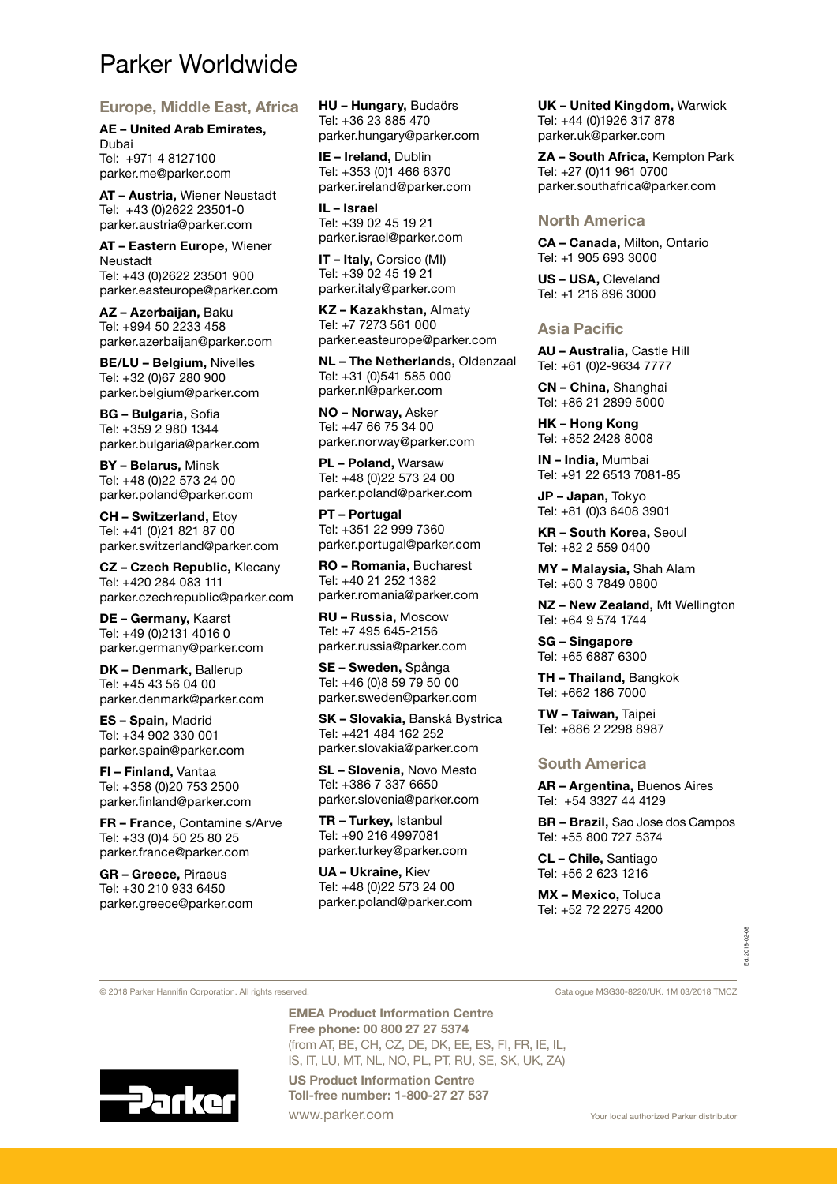# Parker Worldwide

## Europe, Middle East, Africa

**AE – United Arab Emirates,** Dubai
Tel: +971 4 8127100
parker.me@parker.com

**AT – Austria,** Wiener Neustadt
Tel: +43 (0)2622 23501-0
parker.austria@parker.com

**AT – Eastern Europe,** Wiener Neustadt
Tel: +43 (0)2622 23501 900
parker.easteurope@parker.com

**AZ – Azerbaijan,** Baku
Tel: +994 50 2233 458
parker.azerbaijan@parker.com

**BE/LU – Belgium,** Nivelles
Tel: +32 (0)67 280 900
parker.belgium@parker.com

**BG – Bulgaria,** Sofia
Tel: +359 2 980 1344
parker.bulgaria@parker.com

**BY – Belarus,** Minsk
Tel: +48 (0)22 573 24 00
parker.poland@parker.com

**CH – Switzerland,** Etoy
Tel: +41 (0)21 821 87 00
parker.switzerland@parker.com

**CZ – Czech Republic,** Klecany
Tel: +420 284 083 111
parker.czechrepublic@parker.com

**DE – Germany,** Kaarst
Tel: +49 (0)2131 4016 0
parker.germany@parker.com

**DK – Denmark,** Ballerup
Tel: +45 43 56 04 00
parker.denmark@parker.com

**ES – Spain,** Madrid
Tel: +34 902 330 001
parker.spain@parker.com

**FI – Finland,** Vantaa
Tel: +358 (0)20 753 2500
parker.finland@parker.com

**FR – France,** Contamine s/Arve
Tel: +33 (0)4 50 25 80 25
parker.france@parker.com

**GR – Greece,** Piraeus
Tel: +30 210 933 6450
parker.greece@parker.com

**HU – Hungary,** Budaörs
Tel: +36 23 885 470
parker.hungary@parker.com

**IE – Ireland,** Dublin
Tel: +353 (0)1 466 6370
parker.ireland@parker.com

**IL – Israel**
Tel: +39 02 45 19 21
parker.israel@parker.com

**IT – Italy,** Corsico (MI)
Tel: +39 02 45 19 21
parker.italy@parker.com

**KZ – Kazakhstan,** Almaty
Tel: +7 7273 561 000
parker.easteurope@parker.com

**NL – The Netherlands,** Oldenzaal
Tel: +31 (0)541 585 000
parker.nl@parker.com

**NO – Norway,** Asker
Tel: +47 66 75 34 00
parker.norway@parker.com

**PL – Poland,** Warsaw
Tel: +48 (0)22 573 24 00
parker.poland@parker.com

**PT – Portugal**
Tel: +351 22 999 7360
parker.portugal@parker.com

**RO – Romania,** Bucharest
Tel: +40 21 252 1382
parker.romania@parker.com

**RU – Russia,** Moscow
Tel: +7 495 645-2156
parker.russia@parker.com

**SE – Sweden,** Spånga
Tel: +46 (0)8 59 79 50 00
parker.sweden@parker.com

**SK – Slovakia,** Banská Bystrica
Tel: +421 484 162 252
parker.slovakia@parker.com

**SL – Slovenia,** Novo Mesto
Tel: +386 7 337 6650
parker.slovenia@parker.com

**TR – Turkey,** Istanbul
Tel: +90 216 4997081
parker.turkey@parker.com

**UA – Ukraine,** Kiev
Tel: +48 (0)22 573 24 00
parker.poland@parker.com

**UK – United Kingdom,** Warwick
Tel: +44 (0)1926 317 878
parker.uk@parker.com

**ZA – South Africa,** Kempton Park
Tel: +27 (0)11 961 0700
parker.southafrica@parker.com

## North America

**CA – Canada,** Milton, Ontario
Tel: +1 905 693 3000

**US – USA,** Cleveland
Tel: +1 216 896 3000

## Asia Pacific

**AU – Australia,** Castle Hill
Tel: +61 (0)2-9634 7777

**CN – China,** Shanghai
Tel: +86 21 2899 5000

**HK – Hong Kong**
Tel: +852 2428 8008

**IN – India,** Mumbai
Tel: +91 22 6513 7081-85

**JP – Japan,** Tokyo
Tel: +81 (0)3 6408 3901

**KR – South Korea,** Seoul
Tel: +82 2 559 0400

**MY – Malaysia,** Shah Alam
Tel: +60 3 7849 0800

**NZ – New Zealand,** Mt Wellington
Tel: +64 9 574 1744

**SG – Singapore**
Tel: +65 6887 6300

**TH – Thailand,** Bangkok
Tel: +662 186 7000

**TW – Taiwan,** Taipei
Tel: +886 2 2298 8987

## South America

**AR – Argentina,** Buenos Aires
Tel: +54 3327 44 4129

**BR – Brazil,** Sao Jose dos Campos
Tel: +55 800 727 5374

**CL – Chile,** Santiago
Tel: +56 2 623 1216

**MX – Mexico,** Toluca
Tel: +52 72 2275 4200

Ed. 2018-02-08

© 2018 Parker Hannifin Corporation. All rights reserved.

Catalogue MSG30-8220/UK. 1M 03/2018 TMCZ

**EMEA Product Information Centre**
**Free phone: 00 800 27 27 5374**
(from AT, BE, CH, CZ, DE, DK, EE, ES, FI, FR, IE, IL, IS, IT, LU, MT, NL, NO, PL, PT, RU, SE, SK, UK, ZA)

**US Product Information Centre**
**Toll-free number: 1-800-27 27 537**

www.parker.com

Your local authorized Parker distributor